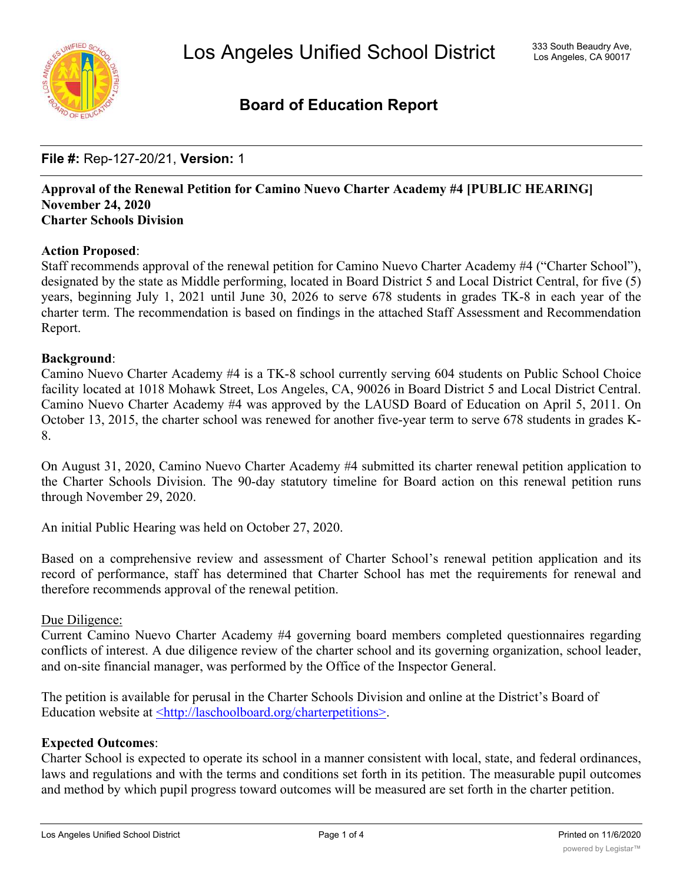# Los Angeles Unified School District

333 South Beaudry Ave,
Los Angeles, CA 90017

## Board of Education Report

**File #:** Rep-127-20/21, **Version:** 1

**Approval of the Renewal Petition for Camino Nuevo Charter Academy #4 [PUBLIC HEARING]**
**November 24, 2020**
**Charter Schools Division**

**Action Proposed**:
Staff recommends approval of the renewal petition for Camino Nuevo Charter Academy #4 ("Charter School"), designated by the state as Middle performing, located in Board District 5 and Local District Central, for five (5) years, beginning July 1, 2021 until June 30, 2026 to serve 678 students in grades TK-8 in each year of the charter term. The recommendation is based on findings in the attached Staff Assessment and Recommendation Report.

**Background**:
Camino Nuevo Charter Academy #4 is a TK-8 school currently serving 604 students on Public School Choice facility located at 1018 Mohawk Street, Los Angeles, CA, 90026 in Board District 5 and Local District Central. Camino Nuevo Charter Academy #4 was approved by the LAUSD Board of Education on April 5, 2011. On October 13, 2015, the charter school was renewed for another five-year term to serve 678 students in grades K-8.

On August 31, 2020, Camino Nuevo Charter Academy #4 submitted its charter renewal petition application to the Charter Schools Division. The 90-day statutory timeline for Board action on this renewal petition runs through November 29, 2020.

An initial Public Hearing was held on October 27, 2020.

Based on a comprehensive review and assessment of Charter School's renewal petition application and its record of performance, staff has determined that Charter School has met the requirements for renewal and therefore recommends approval of the renewal petition.

Due Diligence:
Current Camino Nuevo Charter Academy #4 governing board members completed questionnaires regarding conflicts of interest. A due diligence review of the charter school and its governing organization, school leader, and on-site financial manager, was performed by the Office of the Inspector General.

The petition is available for perusal in the Charter Schools Division and online at the District's Board of Education website at <http://laschoolboard.org/charterpetitions>.

**Expected Outcomes**:
Charter School is expected to operate its school in a manner consistent with local, state, and federal ordinances, laws and regulations and with the terms and conditions set forth in its petition. The measurable pupil outcomes and method by which pupil progress toward outcomes will be measured are set forth in the charter petition.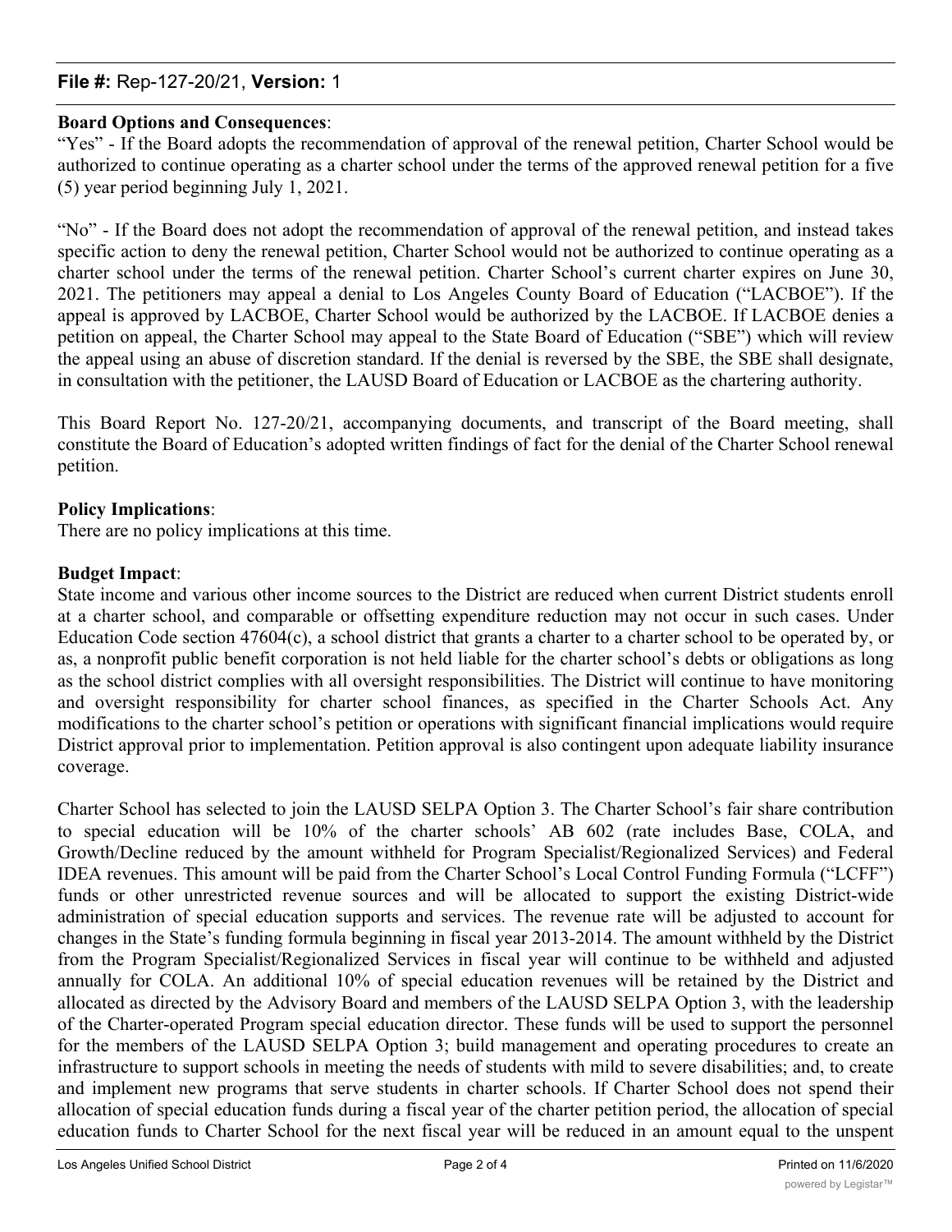**Board Options and Consequences**:

"Yes" - If the Board adopts the recommendation of approval of the renewal petition, Charter School would be authorized to continue operating as a charter school under the terms of the approved renewal petition for a five (5) year period beginning July 1, 2021.

"No" - If the Board does not adopt the recommendation of approval of the renewal petition, and instead takes specific action to deny the renewal petition, Charter School would not be authorized to continue operating as a charter school under the terms of the renewal petition. Charter School's current charter expires on June 30, 2021. The petitioners may appeal a denial to Los Angeles County Board of Education ("LACBOE"). If the appeal is approved by LACBOE, Charter School would be authorized by the LACBOE. If LACBOE denies a petition on appeal, the Charter School may appeal to the State Board of Education ("SBE") which will review the appeal using an abuse of discretion standard. If the denial is reversed by the SBE, the SBE shall designate, in consultation with the petitioner, the LAUSD Board of Education or LACBOE as the chartering authority.

This Board Report No. 127-20/21, accompanying documents, and transcript of the Board meeting, shall constitute the Board of Education's adopted written findings of fact for the denial of the Charter School renewal petition.

**Policy Implications**:

There are no policy implications at this time.

**Budget Impact**:

State income and various other income sources to the District are reduced when current District students enroll at a charter school, and comparable or offsetting expenditure reduction may not occur in such cases. Under Education Code section 47604(c), a school district that grants a charter to a charter school to be operated by, or as, a nonprofit public benefit corporation is not held liable for the charter school's debts or obligations as long as the school district complies with all oversight responsibilities. The District will continue to have monitoring and oversight responsibility for charter school finances, as specified in the Charter Schools Act. Any modifications to the charter school's petition or operations with significant financial implications would require District approval prior to implementation. Petition approval is also contingent upon adequate liability insurance coverage.

Charter School has selected to join the LAUSD SELPA Option 3. The Charter School's fair share contribution to special education will be 10% of the charter schools' AB 602 (rate includes Base, COLA, and Growth/Decline reduced by the amount withheld for Program Specialist/Regionalized Services) and Federal IDEA revenues. This amount will be paid from the Charter School's Local Control Funding Formula ("LCFF") funds or other unrestricted revenue sources and will be allocated to support the existing District-wide administration of special education supports and services. The revenue rate will be adjusted to account for changes in the State's funding formula beginning in fiscal year 2013-2014. The amount withheld by the District from the Program Specialist/Regionalized Services in fiscal year will continue to be withheld and adjusted annually for COLA. An additional 10% of special education revenues will be retained by the District and allocated as directed by the Advisory Board and members of the LAUSD SELPA Option 3, with the leadership of the Charter-operated Program special education director. These funds will be used to support the personnel for the members of the LAUSD SELPA Option 3; build management and operating procedures to create an infrastructure to support schools in meeting the needs of students with mild to severe disabilities; and, to create and implement new programs that serve students in charter schools. If Charter School does not spend their allocation of special education funds during a fiscal year of the charter petition period, the allocation of special education funds to Charter School for the next fiscal year will be reduced in an amount equal to the unspent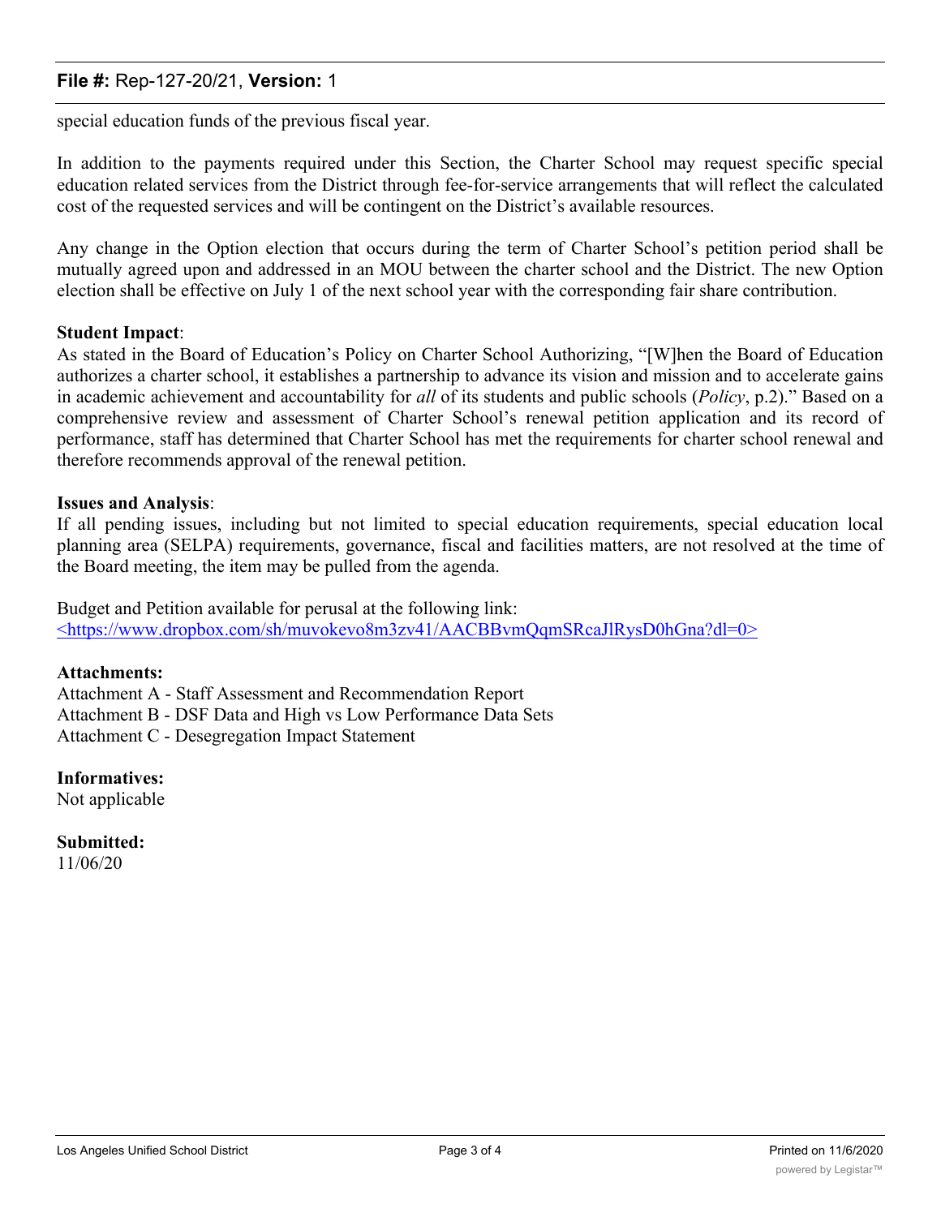special education funds of the previous fiscal year.

In addition to the payments required under this Section, the Charter School may request specific special education related services from the District through fee-for-service arrangements that will reflect the calculated cost of the requested services and will be contingent on the District's available resources.

Any change in the Option election that occurs during the term of Charter School's petition period shall be mutually agreed upon and addressed in an MOU between the charter school and the District. The new Option election shall be effective on July 1 of the next school year with the corresponding fair share contribution.

**Student Impact**:
As stated in the Board of Education's Policy on Charter School Authorizing, "[W]hen the Board of Education authorizes a charter school, it establishes a partnership to advance its vision and mission and to accelerate gains in academic achievement and accountability for *all* of its students and public schools (*Policy*, p.2)." Based on a comprehensive review and assessment of Charter School's renewal petition application and its record of performance, staff has determined that Charter School has met the requirements for charter school renewal and therefore recommends approval of the renewal petition.

**Issues and Analysis**:
If all pending issues, including but not limited to special education requirements, special education local planning area (SELPA) requirements, governance, fiscal and facilities matters, are not resolved at the time of the Board meeting, the item may be pulled from the agenda.

Budget and Petition available for perusal at the following link:
<https://www.dropbox.com/sh/muvokevo8m3zv41/AACBBvmQqmSRcaJlRysD0hGna?dl=0>

**Attachments:**
Attachment A - Staff Assessment and Recommendation Report
Attachment B - DSF Data and High vs Low Performance Data Sets
Attachment C - Desegregation Impact Statement

**Informatives:**
Not applicable

**Submitted:**
11/06/20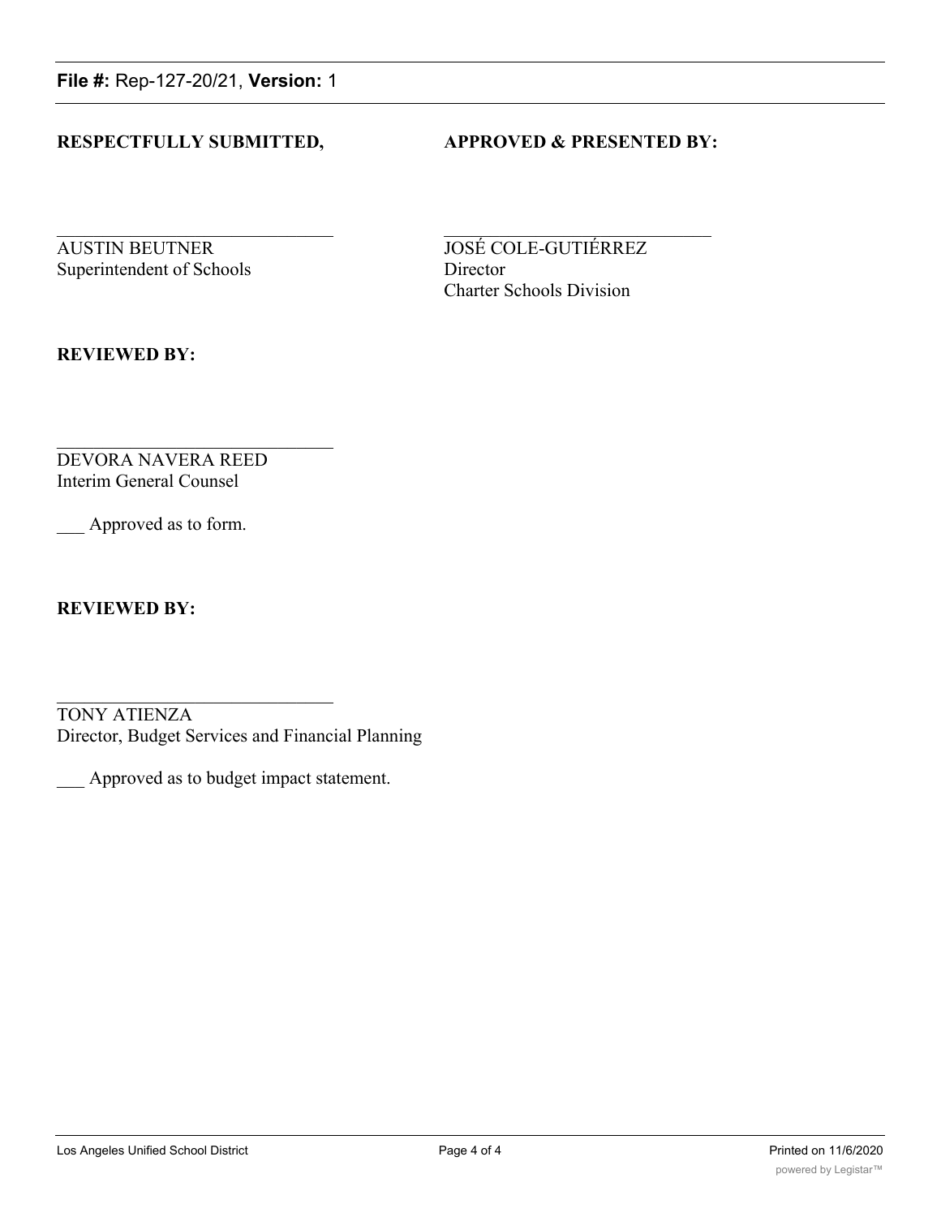**File #:** Rep-127-20/21, **Version:** 1

**RESPECTFULLY SUBMITTED,**

\_\_\_\_\_\_\_\_\_\_\_\_\_\_\_\_\_\_\_\_\_\_\_\_\_\_\_\_\_\_

AUSTIN BEUTNER
Superintendent of Schools

**APPROVED & PRESENTED BY:**

\_\_\_\_\_\_\_\_\_\_\_\_\_\_\_\_\_\_\_\_\_\_\_\_\_\_\_\_\_\_

JOSÉ COLE-GUTIÉRREZ
Director
Charter Schools Division

**REVIEWED BY:**

\_\_\_\_\_\_\_\_\_\_\_\_\_\_\_\_\_\_\_\_\_\_\_\_\_\_\_\_\_\_

DEVORA NAVERA REED
Interim General Counsel

___ Approved as to form.

**REVIEWED BY:**

\_\_\_\_\_\_\_\_\_\_\_\_\_\_\_\_\_\_\_\_\_\_\_\_\_\_\_\_\_\_

TONY ATIENZA
Director, Budget Services and Financial Planning

___ Approved as to budget impact statement.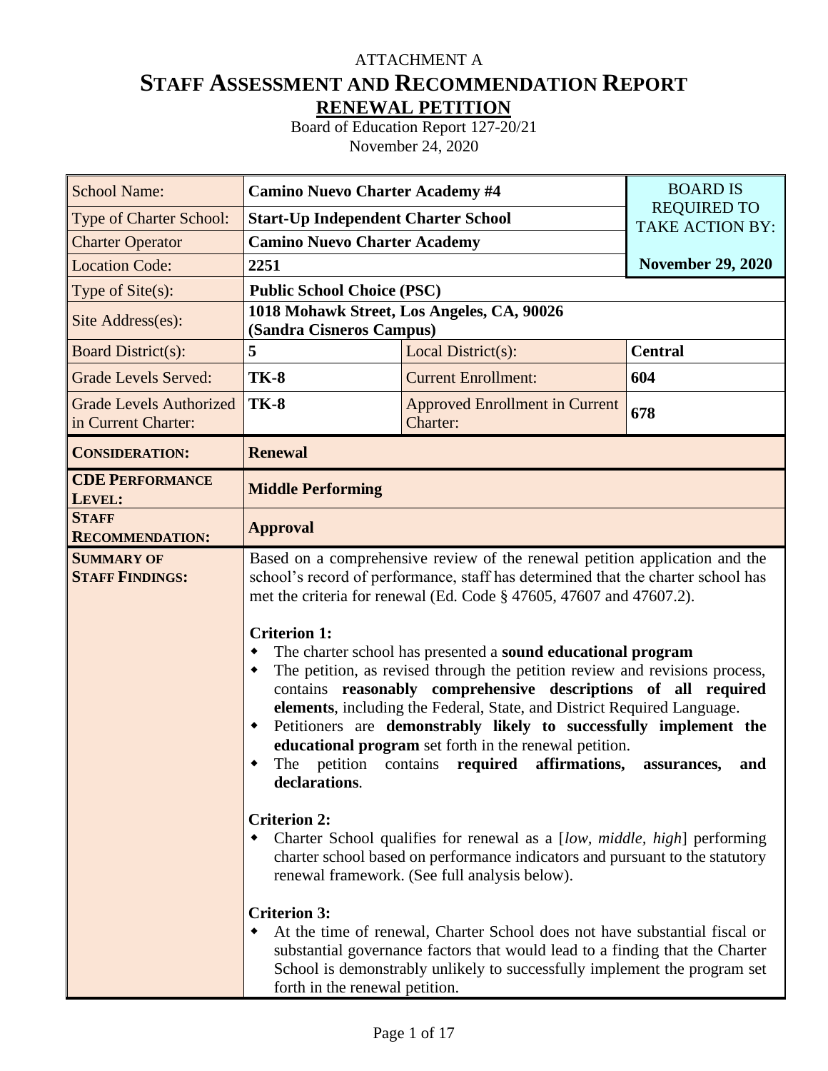ATTACHMENT A

# STAFF ASSESSMENT AND RECOMMENDATION REPORT

## RENEWAL PETITION

Board of Education Report 127-20/21

November 24, 2020

| | | | |
|---|---|---|---|
| School Name: | **Camino Nuevo Charter Academy #4** | | BOARD IS REQUIRED TO TAKE ACTION BY: |
| Type of Charter School: | **Start-Up Independent Charter School** | | |
| Charter Operator | **Camino Nuevo Charter Academy** | | |
| Location Code: | **2251** | | **November 29, 2020** |
| Type of Site(s): | **Public School Choice (PSC)** | | |
| Site Address(es): | **1018 Mohawk Street, Los Angeles, CA, 90026 (Sandra Cisneros Campus)** | | |
| Board District(s): | **5** | Local District(s): | **Central** |
| Grade Levels Served: | **TK-8** | Current Enrollment: | **604** |
| Grade Levels Authorized in Current Charter: | **TK-8** | Approved Enrollment in Current Charter: | **678** |
| **CONSIDERATION:** | **Renewal** | | |
| **CDE PERFORMANCE LEVEL:** | **Middle Performing** | | |
| **STAFF RECOMMENDATION:** | **Approval** | | |
| **SUMMARY OF STAFF FINDINGS:** | Based on a comprehensive review of the renewal petition application and the school's record of performance, staff has determined that the charter school has met the criteria for renewal (Ed. Code § 47605, 47607 and 47607.2).<br><br>**Criterion 1:**<br>• The charter school has presented a **sound educational program**<br>• The petition, as revised through the petition review and revisions process, contains **reasonably comprehensive descriptions of all required elements**, including the Federal, State, and District Required Language.<br>• Petitioners are **demonstrably likely to successfully implement the educational program** set forth in the renewal petition.<br>• The petition contains **required affirmations, assurances, and declarations**.<br><br>**Criterion 2:**<br>• Charter School qualifies for renewal as a [*low, middle, high*] performing charter school based on performance indicators and pursuant to the statutory renewal framework. (See full analysis below).<br><br>**Criterion 3:**<br>• At the time of renewal, Charter School does not have substantial fiscal or substantial governance factors that would lead to a finding that the Charter School is demonstrably unlikely to successfully implement the program set forth in the renewal petition. | | |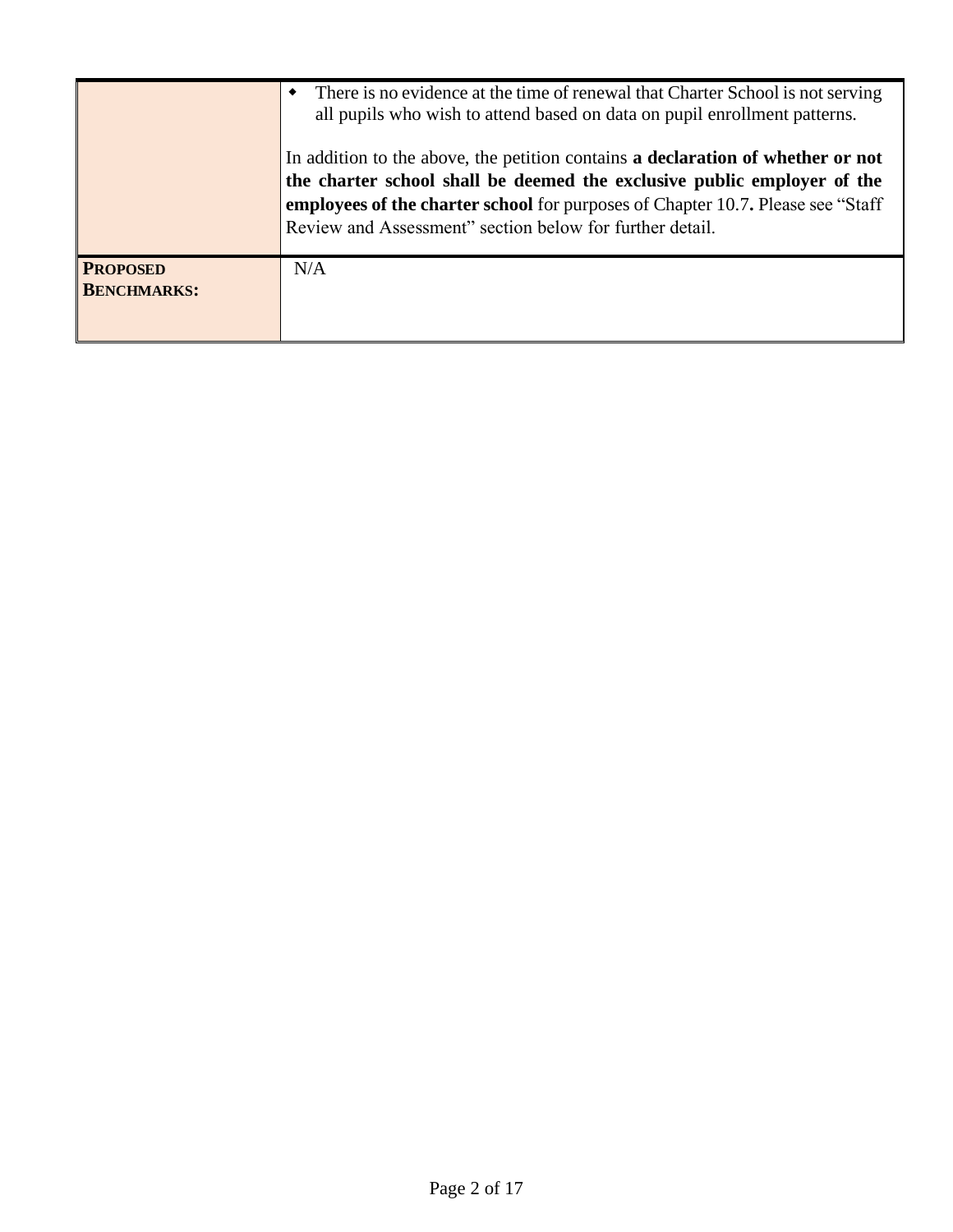| | |
|---|---|
| | • There is no evidence at the time of renewal that Charter School is not serving all pupils who wish to attend based on data on pupil enrollment patterns.<br><br>In addition to the above, the petition contains **a declaration of whether or not the charter school shall be deemed the exclusive public employer of the employees of the charter school** for purposes of Chapter 10.7**.** Please see "Staff Review and Assessment" section below for further detail. |
| **PROPOSED BENCHMARKS:** | N/A |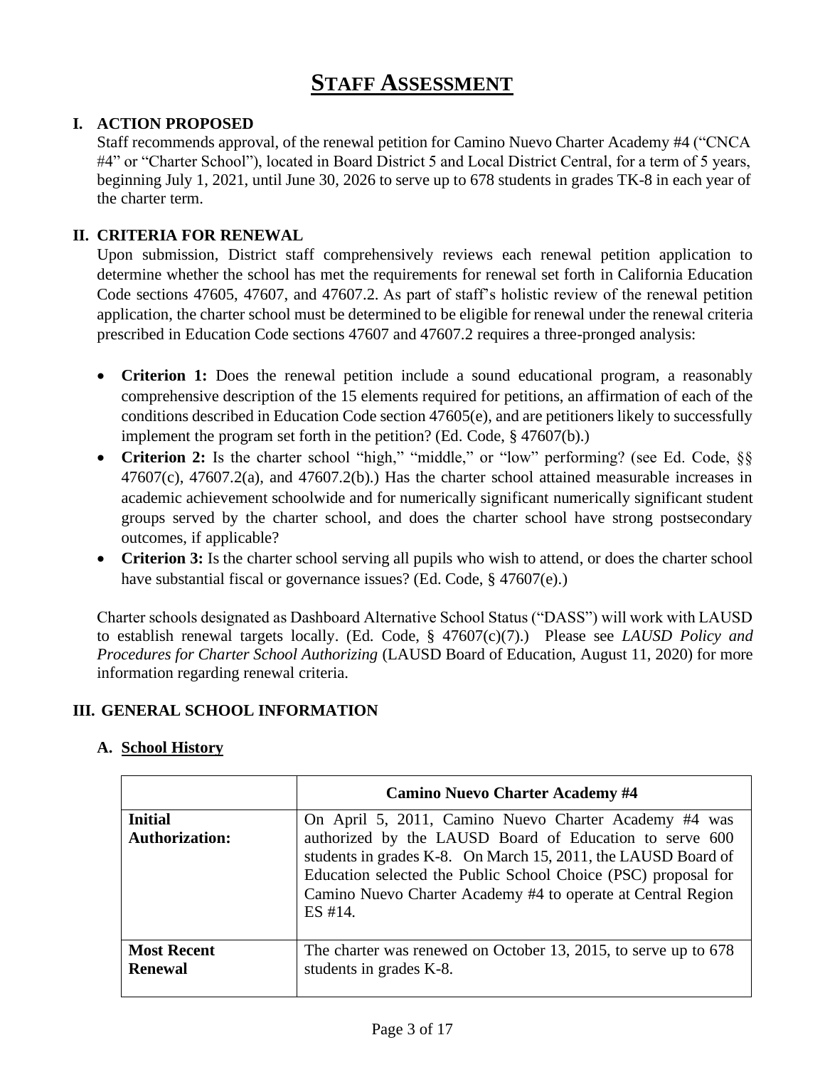# STAFF ASSESSMENT

## I. ACTION PROPOSED

Staff recommends approval, of the renewal petition for Camino Nuevo Charter Academy #4 ("CNCA #4" or "Charter School"), located in Board District 5 and Local District Central, for a term of 5 years, beginning July 1, 2021, until June 30, 2026 to serve up to 678 students in grades TK-8 in each year of the charter term.

## II. CRITERIA FOR RENEWAL

Upon submission, District staff comprehensively reviews each renewal petition application to determine whether the school has met the requirements for renewal set forth in California Education Code sections 47605, 47607, and 47607.2. As part of staff's holistic review of the renewal petition application, the charter school must be determined to be eligible for renewal under the renewal criteria prescribed in Education Code sections 47607 and 47607.2 requires a three-pronged analysis:

- **Criterion 1:** Does the renewal petition include a sound educational program, a reasonably comprehensive description of the 15 elements required for petitions, an affirmation of each of the conditions described in Education Code section 47605(e), and are petitioners likely to successfully implement the program set forth in the petition? (Ed. Code, § 47607(b).)
- **Criterion 2:** Is the charter school "high," "middle," or "low" performing? (see Ed. Code, §§ 47607(c), 47607.2(a), and 47607.2(b).) Has the charter school attained measurable increases in academic achievement schoolwide and for numerically significant numerically significant student groups served by the charter school, and does the charter school have strong postsecondary outcomes, if applicable?
- **Criterion 3:** Is the charter school serving all pupils who wish to attend, or does the charter school have substantial fiscal or governance issues? (Ed. Code, § 47607(e).)

Charter schools designated as Dashboard Alternative School Status ("DASS") will work with LAUSD to establish renewal targets locally. (Ed. Code, § 47607(c)(7).) Please see *LAUSD Policy and Procedures for Charter School Authorizing* (LAUSD Board of Education, August 11, 2020) for more information regarding renewal criteria.

## III. GENERAL SCHOOL INFORMATION

### A. School History

| | Camino Nuevo Charter Academy #4 |
|---|---|
| **Initial Authorization:** | On April 5, 2011, Camino Nuevo Charter Academy #4 was authorized by the LAUSD Board of Education to serve 600 students in grades K-8. On March 15, 2011, the LAUSD Board of Education selected the Public School Choice (PSC) proposal for Camino Nuevo Charter Academy #4 to operate at Central Region ES #14. |
| **Most Recent Renewal** | The charter was renewed on October 13, 2015, to serve up to 678 students in grades K-8. |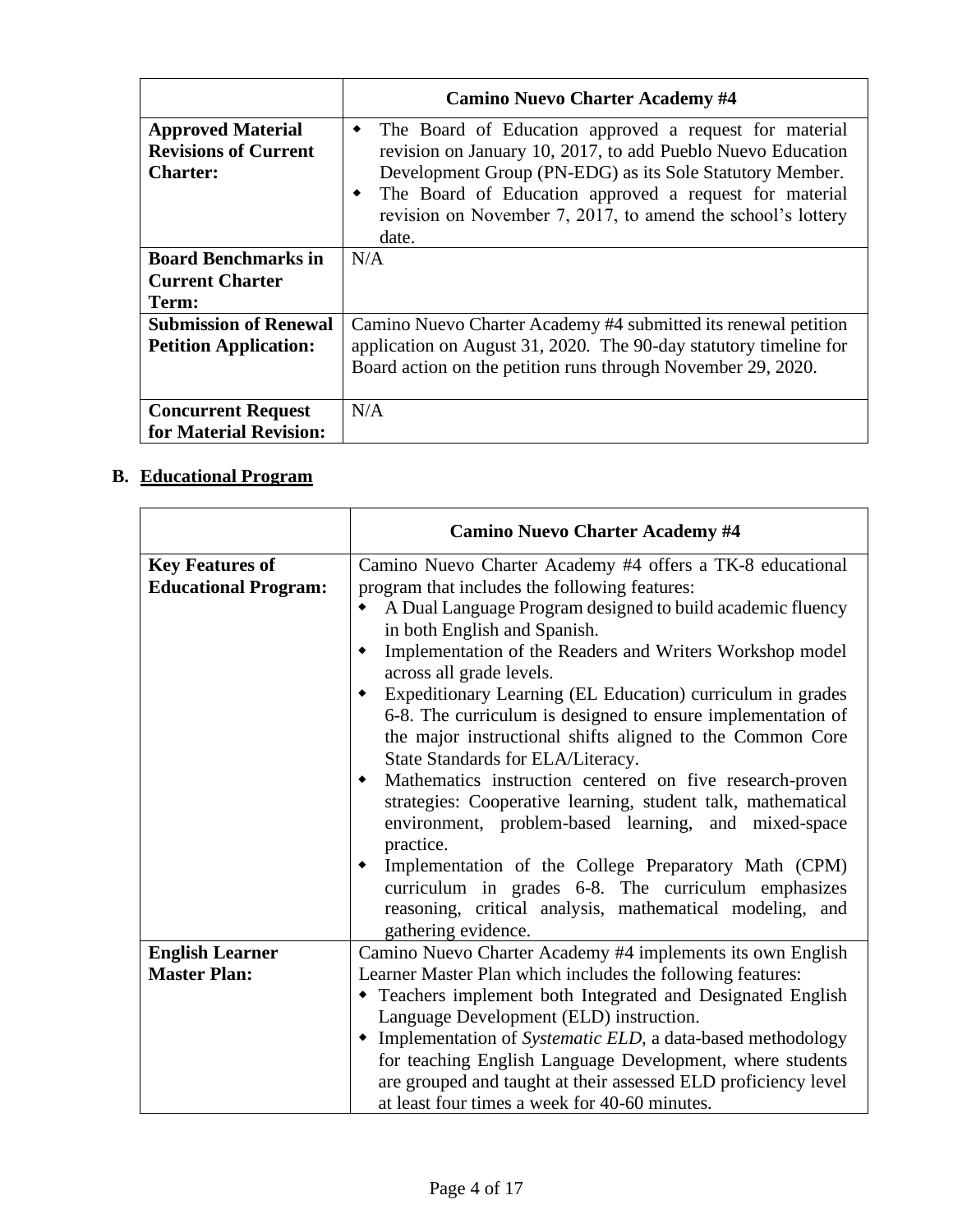| | Camino Nuevo Charter Academy #4 |
|---|---|
| **Approved Material Revisions of Current Charter:** | ◆ The Board of Education approved a request for material revision on January 10, 2017, to add Pueblo Nuevo Education Development Group (PN-EDG) as its Sole Statutory Member.<br>◆ The Board of Education approved a request for material revision on November 7, 2017, to amend the school's lottery date. |
| **Board Benchmarks in Current Charter Term:** | N/A |
| **Submission of Renewal Petition Application:** | Camino Nuevo Charter Academy #4 submitted its renewal petition application on August 31, 2020. The 90-day statutory timeline for Board action on the petition runs through November 29, 2020. |
| **Concurrent Request for Material Revision:** | N/A |

## B. Educational Program

| | Camino Nuevo Charter Academy #4 |
|---|---|
| **Key Features of Educational Program:** | Camino Nuevo Charter Academy #4 offers a TK-8 educational program that includes the following features:<br>◆ A Dual Language Program designed to build academic fluency in both English and Spanish.<br>◆ Implementation of the Readers and Writers Workshop model across all grade levels.<br>◆ Expeditionary Learning (EL Education) curriculum in grades 6-8. The curriculum is designed to ensure implementation of the major instructional shifts aligned to the Common Core State Standards for ELA/Literacy.<br>◆ Mathematics instruction centered on five research-proven strategies: Cooperative learning, student talk, mathematical environment, problem-based learning, and mixed-space practice.<br>◆ Implementation of the College Preparatory Math (CPM) curriculum in grades 6-8. The curriculum emphasizes reasoning, critical analysis, mathematical modeling, and gathering evidence. |
| **English Learner Master Plan:** | Camino Nuevo Charter Academy #4 implements its own English Learner Master Plan which includes the following features:<br>◆ Teachers implement both Integrated and Designated English Language Development (ELD) instruction.<br>◆ Implementation of *Systematic ELD,* a data-based methodology for teaching English Language Development, where students are grouped and taught at their assessed ELD proficiency level at least four times a week for 40-60 minutes. |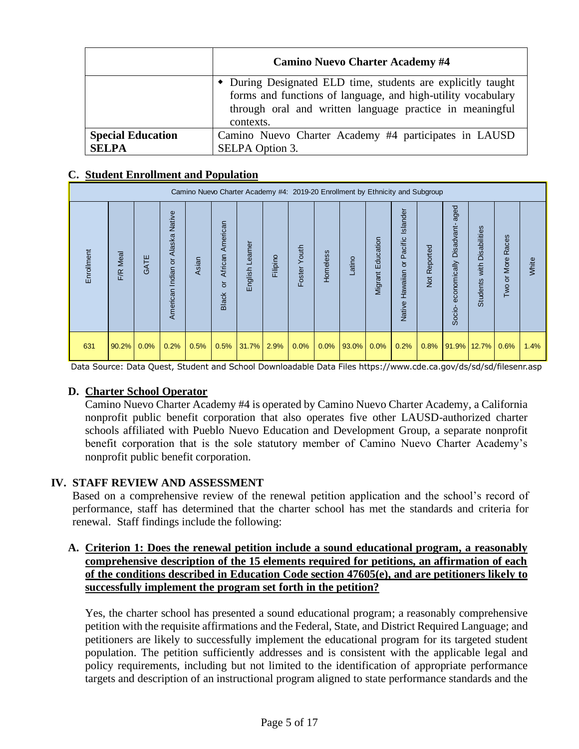| | Camino Nuevo Charter Academy #4 |
|---|---|
| | ◆ During Designated ELD time, students are explicitly taught forms and functions of language, and high-utility vocabulary through oral and written language practice in meaningful contexts. |
| **Special Education SELPA** | Camino Nuevo Charter Academy #4 participates in LAUSD SELPA Option 3. |

### C. Student Enrollment and Population

Camino Nuevo Charter Academy #4: 2019-20 Enrollment by Ethnicity and Subgroup

| Enrollment | F/R Meal | GATE | American Indian or Alaska Native | Asian | Black or African American | English Learner | Filipino | Foster Youth | Homeless | Latino | Migrant Education | Native Hawaiian or Pacific Islander | Not Reported | Socio- economically Disadvant- aged | Students with Disabilities | Two or More Races | White |
|---|---|---|---|---|---|---|---|---|---|---|---|---|---|---|---|---|---|
| 631 | 90.2% | 0.0% | 0.2% | 0.5% | 0.5% | 31.7% | 2.9% | 0.0% | 0.0% | 93.0% | 0.0% | 0.2% | 0.8% | 91.9% | 12.7% | 0.6% | 1.4% |

Data Source: Data Quest, Student and School Downloadable Data Files https://www.cde.ca.gov/ds/sd/sd/filesenr.asp

### D. Charter School Operator

Camino Nuevo Charter Academy #4 is operated by Camino Nuevo Charter Academy, a California nonprofit public benefit corporation that also operates five other LAUSD-authorized charter schools affiliated with Pueblo Nuevo Education and Development Group, a separate nonprofit benefit corporation that is the sole statutory member of Camino Nuevo Charter Academy's nonprofit public benefit corporation.

## IV. STAFF REVIEW AND ASSESSMENT

Based on a comprehensive review of the renewal petition application and the school's record of performance, staff has determined that the charter school has met the standards and criteria for renewal. Staff findings include the following:

### A. Criterion 1: Does the renewal petition include a sound educational program, a reasonably comprehensive description of the 15 elements required for petitions, an affirmation of each of the conditions described in Education Code section 47605(e), and are petitioners likely to successfully implement the program set forth in the petition?

Yes, the charter school has presented a sound educational program; a reasonably comprehensive petition with the requisite affirmations and the Federal, State, and District Required Language; and petitioners are likely to successfully implement the educational program for its targeted student population. The petition sufficiently addresses and is consistent with the applicable legal and policy requirements, including but not limited to the identification of appropriate performance targets and description of an instructional program aligned to state performance standards and the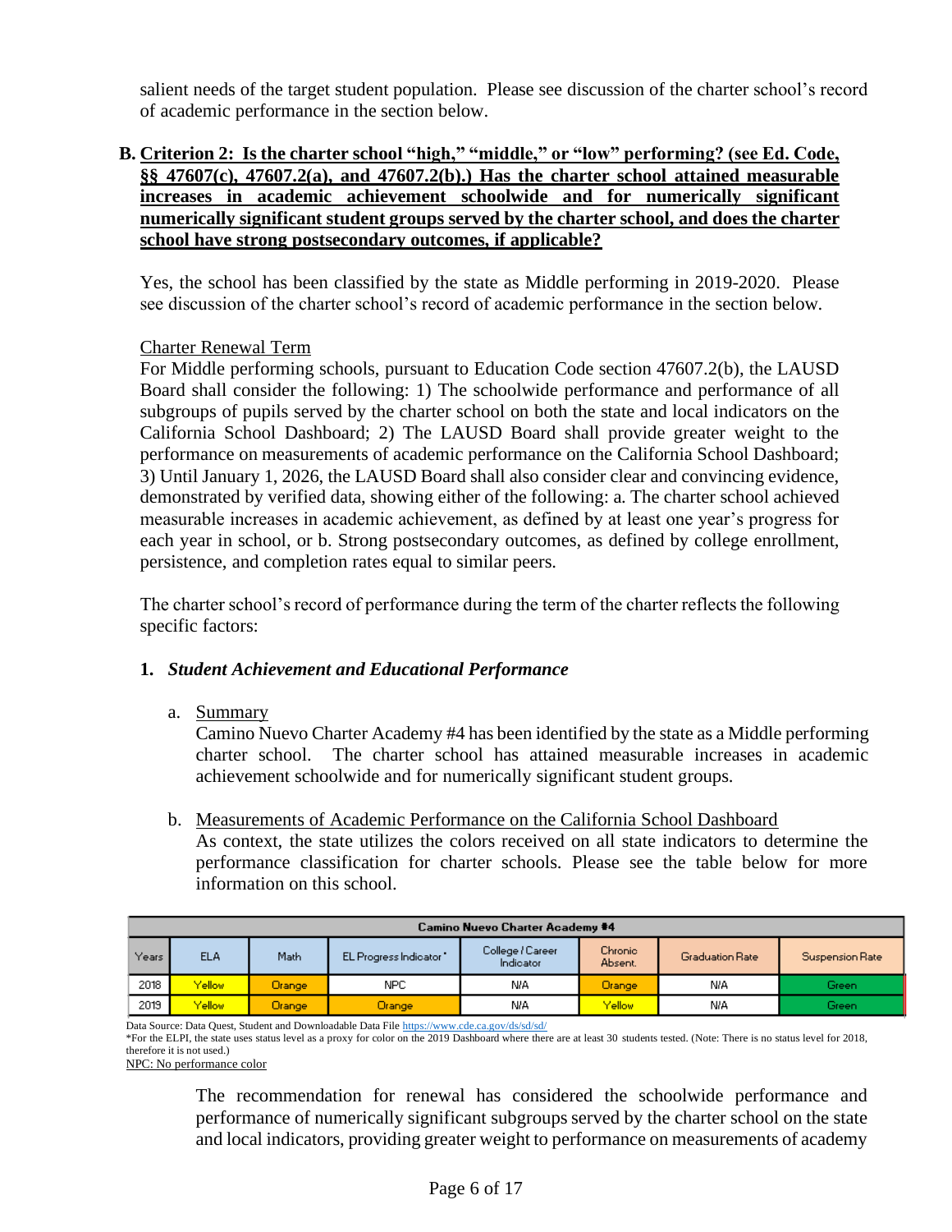salient needs of the target student population. Please see discussion of the charter school's record of academic performance in the section below.

**B. Criterion 2: Is the charter school "high," "middle," or "low" performing? (see Ed. Code, §§ 47607(c), 47607.2(a), and 47607.2(b).) Has the charter school attained measurable increases in academic achievement schoolwide and for numerically significant numerically significant student groups served by the charter school, and does the charter school have strong postsecondary outcomes, if applicable?**

Yes, the school has been classified by the state as Middle performing in 2019-2020. Please see discussion of the charter school's record of academic performance in the section below.

Charter Renewal Term

For Middle performing schools, pursuant to Education Code section 47607.2(b), the LAUSD Board shall consider the following: 1) The schoolwide performance and performance of all subgroups of pupils served by the charter school on both the state and local indicators on the California School Dashboard; 2) The LAUSD Board shall provide greater weight to the performance on measurements of academic performance on the California School Dashboard; 3) Until January 1, 2026, the LAUSD Board shall also consider clear and convincing evidence, demonstrated by verified data, showing either of the following: a. The charter school achieved measurable increases in academic achievement, as defined by at least one year's progress for each year in school, or b. Strong postsecondary outcomes, as defined by college enrollment, persistence, and completion rates equal to similar peers.

The charter school's record of performance during the term of the charter reflects the following specific factors:

**1. *Student Achievement and Educational Performance***

a. Summary

Camino Nuevo Charter Academy #4 has been identified by the state as a Middle performing charter school. The charter school has attained measurable increases in academic achievement schoolwide and for numerically significant student groups.

b. Measurements of Academic Performance on the California School Dashboard

As context, the state utilizes the colors received on all state indicators to determine the performance classification for charter schools. Please see the table below for more information on this school.

| Camino Nuevo Charter Academy #4 | | | | | | | |
|---|---|---|---|---|---|---|---|
| Years | ELA | Math | EL Progress Indicator* | College / Career Indicator | Chronic Absent. | Graduation Rate | Suspension Rate |
| 2018 | Yellow | Orange | NPC | N/A | Orange | N/A | Green |
| 2019 | Yellow | Orange | Orange | N/A | Yellow | N/A | Green |

Data Source: Data Quest, Student and Downloadable Data File https://www.cde.ca.gov/ds/sd/sd/

*For the ELPI, the state uses status level as a proxy for color on the 2019 Dashboard where there are at least 30 students tested. (Note: There is no status level for 2018, therefore it is not used.)

NPC: No performance color

The recommendation for renewal has considered the schoolwide performance and performance of numerically significant subgroups served by the charter school on the state and local indicators, providing greater weight to performance on measurements of academy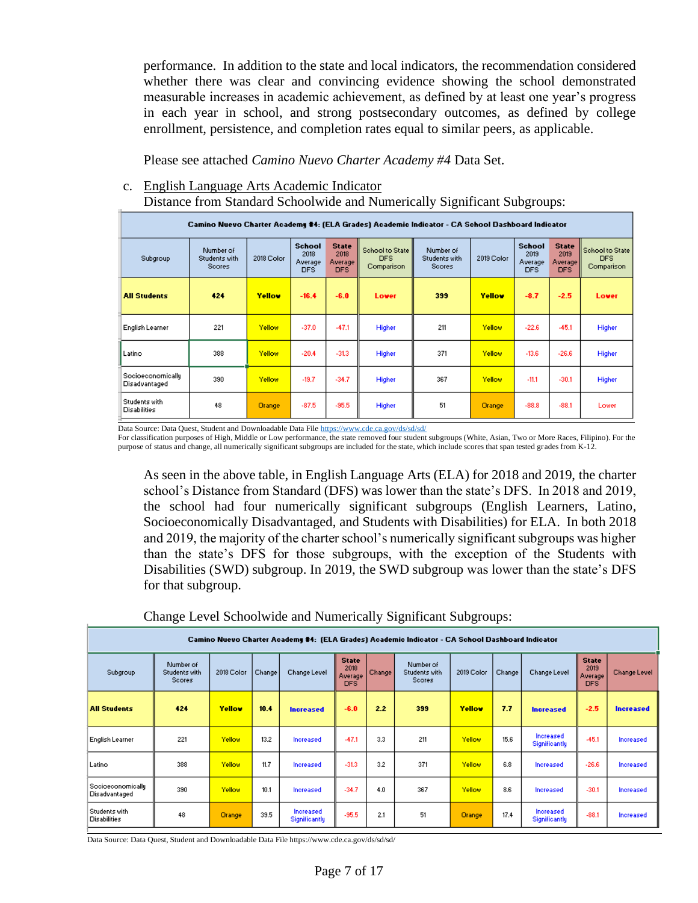performance. In addition to the state and local indicators, the recommendation considered whether there was clear and convincing evidence showing the school demonstrated measurable increases in academic achievement, as defined by at least one year's progress in each year in school, and strong postsecondary outcomes, as defined by college enrollment, persistence, and completion rates equal to similar peers, as applicable.

Please see attached *Camino Nuevo Charter Academy #4* Data Set.

c. English Language Arts Academic Indicator
Distance from Standard Schoolwide and Numerically Significant Subgroups:

| Camino Nuevo Charter Academy #4: (ELA Grades) Academic Indicator - CA School Dashboard Indicator | | | | | | | | | | |
|---|---|---|---|---|---|---|---|---|---|---|
| Subgroup | Number of Students with Scores | 2018 Color | School 2018 Average DFS | State 2018 Average DFS | School to State DFS Comparison | Number of Students with Scores | 2019 Color | School 2019 Average DFS | State 2019 Average DFS | School to State DFS Comparison |
| **All Students** | **424** | **Yellow** | **-16.4** | **-6.0** | **Lower** | **399** | **Yellow** | **-8.7** | **-2.5** | **Lower** |
| English Learner | 221 | Yellow | -37.0 | -47.1 | Higher | 211 | Yellow | -22.6 | -45.1 | Higher |
| Latino | 388 | Yellow | -20.4 | -31.3 | Higher | 371 | Yellow | -13.6 | -26.6 | Higher |
| Socioeconomically Disadvantaged | 390 | Yellow | -19.7 | -34.7 | Higher | 367 | Yellow | -11.1 | -30.1 | Higher |
| Students with Disabilities | 48 | Orange | -87.5 | -95.5 | Higher | 51 | Orange | -88.8 | -88.1 | Lower |

Data Source: Data Quest, Student and Downloadable Data File https://www.cde.ca.gov/ds/sd/sd/
For classification purposes of High, Middle or Low performance, the state removed four student subgroups (White, Asian, Two or More Races, Filipino). For the purpose of status and change, all numerically significant subgroups are included for the state, which include scores that span tested grades from K-12.

As seen in the above table, in English Language Arts (ELA) for 2018 and 2019, the charter school's Distance from Standard (DFS) was lower than the state's DFS. In 2018 and 2019, the school had four numerically significant subgroups (English Learners, Latino, Socioeconomically Disadvantaged, and Students with Disabilities) for ELA. In both 2018 and 2019, the majority of the charter school's numerically significant subgroups was higher than the state's DFS for those subgroups, with the exception of the Students with Disabilities (SWD) subgroup. In 2019, the SWD subgroup was lower than the state's DFS for that subgroup.

Change Level Schoolwide and Numerically Significant Subgroups:

| Camino Nuevo Charter Academy #4: (ELA Grades) Academic Indicator - CA School Dashboard Indicator | | | | | | | | | | | | |
|---|---|---|---|---|---|---|---|---|---|---|---|---|
| Subgroup | Number of Students with Scores | 2018 Color | Change | Change Level | State 2018 Average DFS | Change | Number of Students with Scores | 2019 Color | Change | Change Level | State 2019 Average DFS | Change Level |
| **All Students** | **424** | **Yellow** | **10.4** | **Increased** | **-6.0** | **2.2** | **399** | **Yellow** | **7.7** | **Increased** | **-2.5** | **Increased** |
| English Learner | 221 | Yellow | 13.2 | Increased | -47.1 | 3.3 | 211 | Yellow | 15.6 | Increased Significantly | -45.1 | Increased |
| Latino | 388 | Yellow | 11.7 | Increased | -31.3 | 3.2 | 371 | Yellow | 6.8 | Increased | -26.6 | Increased |
| Socioeconomically Disadvantaged | 390 | Yellow | 10.1 | Increased | -34.7 | 4.0 | 367 | Yellow | 8.6 | Increased | -30.1 | Increased |
| Students with Disabilities | 48 | Orange | 39.5 | Increased Significantly | -95.5 | 2.1 | 51 | Orange | 17.4 | Increased Significantly | -88.1 | Increased |

Data Source: Data Quest, Student and Downloadable Data File https://www.cde.ca.gov/ds/sd/sd/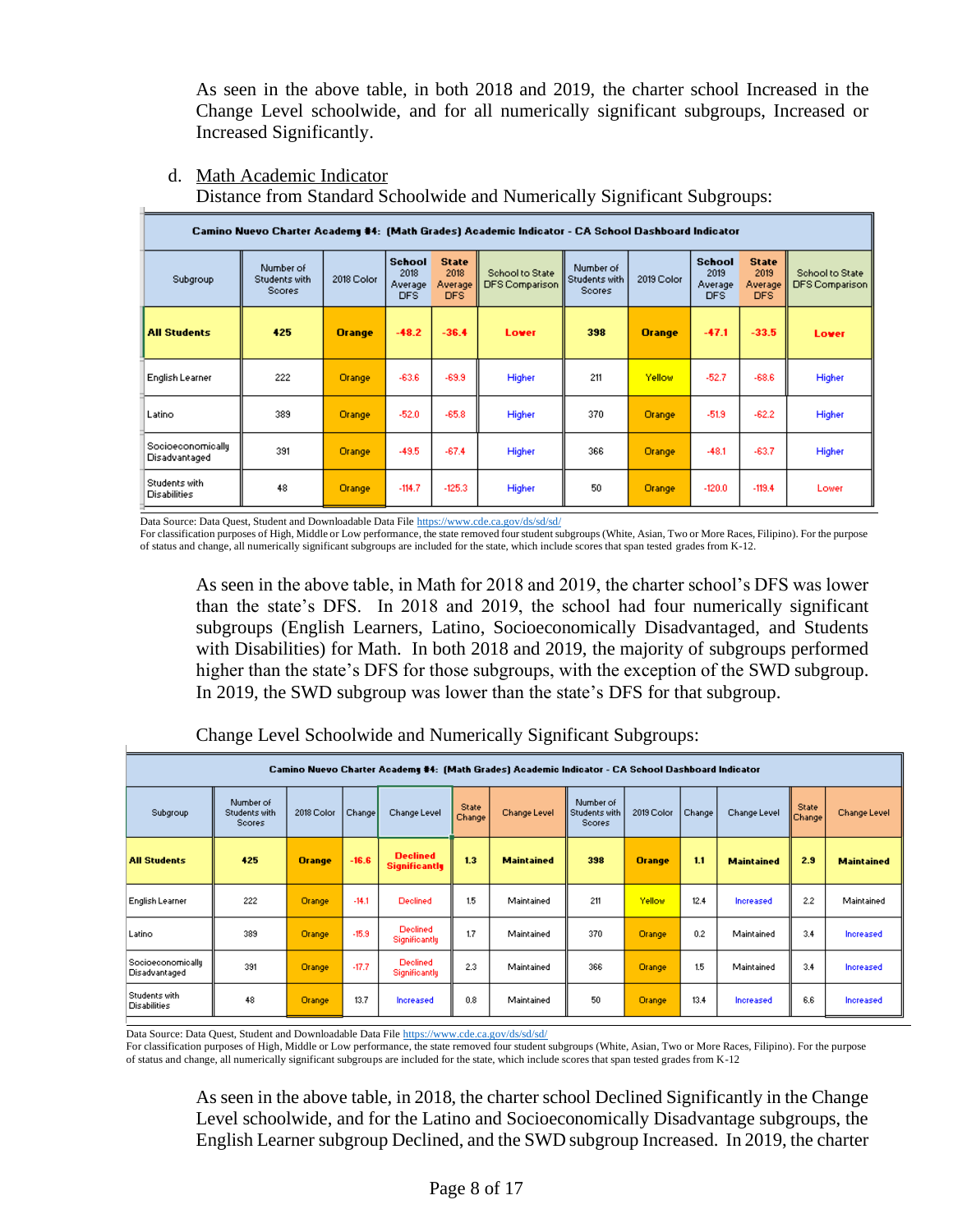As seen in the above table, in both 2018 and 2019, the charter school Increased in the Change Level schoolwide, and for all numerically significant subgroups, Increased or Increased Significantly.

d. Math Academic Indicator

Distance from Standard Schoolwide and Numerically Significant Subgroups:

| Camino Nuevo Charter Academy #4: (Math Grades) Academic Indicator - CA School Dashboard Indicator | | | | | | | | | | |
|---|---|---|---|---|---|---|---|---|---|---|
| Subgroup | Number of Students with Scores | 2018 Color | School 2018 Average DFS | State 2018 Average DFS | School to State DFS Comparison | Number of Students with Scores | 2019 Color | School 2019 Average DFS | State 2019 Average DFS | School to State DFS Comparison |
| **All Students** | **425** | **Orange** | **-48.2** | **-36.4** | **Lower** | **398** | **Orange** | **-47.1** | **-33.5** | **Lower** |
| English Learner | 222 | Orange | -63.6 | -69.9 | Higher | 211 | Yellow | -52.7 | -68.6 | Higher |
| Latino | 389 | Orange | -52.0 | -65.8 | Higher | 370 | Orange | -51.9 | -62.2 | Higher |
| Socioeconomically Disadvantaged | 391 | Orange | -49.5 | -67.4 | Higher | 366 | Orange | -48.1 | -63.7 | Higher |
| Students with Disabilities | 48 | Orange | -114.7 | -125.3 | Higher | 50 | Orange | -120.0 | -119.4 | Lower |

Data Source: Data Quest, Student and Downloadable Data File https://www.cde.ca.gov/ds/sd/sd/
For classification purposes of High, Middle or Low performance, the state removed four student subgroups (White, Asian, Two or More Races, Filipino). For the purpose of status and change, all numerically significant subgroups are included for the state, which include scores that span tested grades from K-12.

As seen in the above table, in Math for 2018 and 2019, the charter school's DFS was lower than the state's DFS. In 2018 and 2019, the school had four numerically significant subgroups (English Learners, Latino, Socioeconomically Disadvantaged, and Students with Disabilities) for Math. In both 2018 and 2019, the majority of subgroups performed higher than the state's DFS for those subgroups, with the exception of the SWD subgroup. In 2019, the SWD subgroup was lower than the state's DFS for that subgroup.

Change Level Schoolwide and Numerically Significant Subgroups:

| Camino Nuevo Charter Academy #4: (Math Grades) Academic Indicator - CA School Dashboard Indicator | | | | | | | | | | | | | |
|---|---|---|---|---|---|---|---|---|---|---|---|---|---|
| Subgroup | Number of Students with Scores | 2018 Color | Change | Change Level | State Change | Change Level | Number of Students with Scores | 2019 Color | Change | Change Level | State Change | Change Level |
| **All Students** | **425** | **Orange** | **-16.6** | **Declined Significantly** | **1.3** | **Maintained** | **398** | **Orange** | **1.1** | **Maintained** | **2.9** | **Maintained** |
| English Learner | 222 | Orange | -14.1 | Declined | 1.5 | Maintained | 211 | Yellow | 12.4 | Increased | 2.2 | Maintained |
| Latino | 389 | Orange | -15.9 | Declined Significantly | 1.7 | Maintained | 370 | Orange | 0.2 | Maintained | 3.4 | Increased |
| Socioeconomically Disadvantaged | 391 | Orange | -17.7 | Declined Significantly | 2.3 | Maintained | 366 | Orange | 1.5 | Maintained | 3.4 | Increased |
| Students with Disabilities | 48 | Orange | 13.7 | Increased | 0.8 | Maintained | 50 | Orange | 13.4 | Increased | 6.6 | Increased |

Data Source: Data Quest, Student and Downloadable Data File https://www.cde.ca.gov/ds/sd/sd/
For classification purposes of High, Middle or Low performance, the state removed four student subgroups (White, Asian, Two or More Races, Filipino). For the purpose of status and change, all numerically significant subgroups are included for the state, which include scores that span tested grades from K-12

As seen in the above table, in 2018, the charter school Declined Significantly in the Change Level schoolwide, and for the Latino and Socioeconomically Disadvantage subgroups, the English Learner subgroup Declined, and the SWD subgroup Increased. In 2019, the charter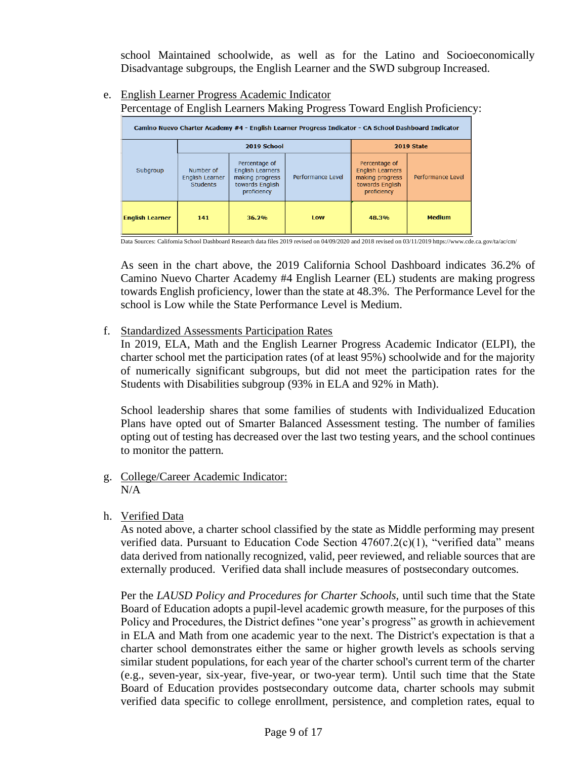school Maintained schoolwide, as well as for the Latino and Socioeconomically Disadvantage subgroups, the English Learner and the SWD subgroup Increased.

e. English Learner Progress Academic Indicator

Percentage of English Learners Making Progress Toward English Proficiency:

| Camino Nuevo Charter Academy #4 - English Learner Progress Indicator - CA School Dashboard Indicator | | | | | |
|---|---|---|---|---|---|
| Subgroup | 2019 School | | | 2019 State | |
| | Number of English Learner Students | Percentage of English Learners making progress towards English proficiency | Performance Level | Percentage of English Learners making progress towards English proficiency | Performance Level |
| **English Learner** | **141** | **36.2%** | **Low** | **48.3%** | **Medium** |

Data Sources: California School Dashboard Research data files 2019 revised on 04/09/2020 and 2018 revised on 03/11/2019 https://www.cde.ca.gov/ta/ac/cm/

As seen in the chart above, the 2019 California School Dashboard indicates 36.2% of Camino Nuevo Charter Academy #4 English Learner (EL) students are making progress towards English proficiency, lower than the state at 48.3%. The Performance Level for the school is Low while the State Performance Level is Medium.

f. Standardized Assessments Participation Rates

In 2019, ELA, Math and the English Learner Progress Academic Indicator (ELPI), the charter school met the participation rates (of at least 95%) schoolwide and for the majority of numerically significant subgroups, but did not meet the participation rates for the Students with Disabilities subgroup (93% in ELA and 92% in Math).

School leadership shares that some families of students with Individualized Education Plans have opted out of Smarter Balanced Assessment testing. The number of families opting out of testing has decreased over the last two testing years, and the school continues to monitor the pattern.

g. College/Career Academic Indicator:

N/A

h. Verified Data

As noted above, a charter school classified by the state as Middle performing may present verified data. Pursuant to Education Code Section 47607.2(c)(1), "verified data" means data derived from nationally recognized, valid, peer reviewed, and reliable sources that are externally produced. Verified data shall include measures of postsecondary outcomes.

Per the *LAUSD Policy and Procedures for Charter Schools*, until such time that the State Board of Education adopts a pupil-level academic growth measure, for the purposes of this Policy and Procedures, the District defines "one year's progress" as growth in achievement in ELA and Math from one academic year to the next. The District's expectation is that a charter school demonstrates either the same or higher growth levels as schools serving similar student populations, for each year of the charter school's current term of the charter (e.g., seven-year, six-year, five-year, or two-year term). Until such time that the State Board of Education provides postsecondary outcome data, charter schools may submit verified data specific to college enrollment, persistence, and completion rates, equal to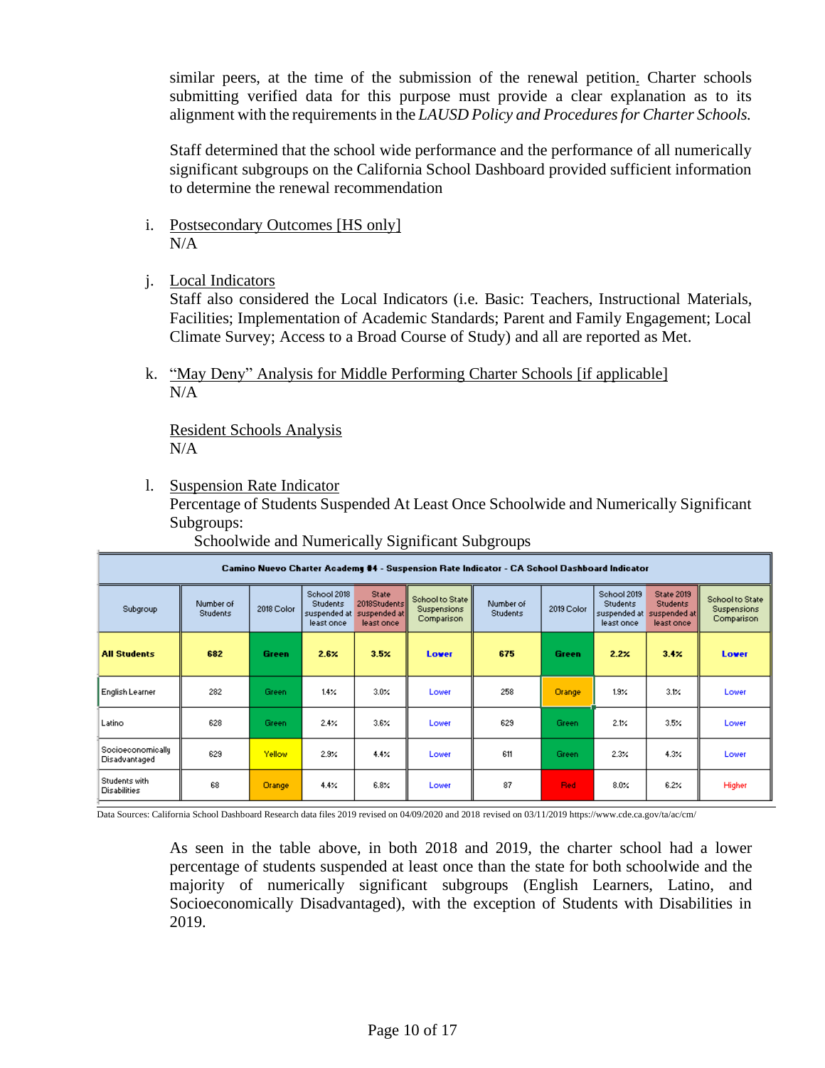similar peers, at the time of the submission of the renewal petition. Charter schools submitting verified data for this purpose must provide a clear explanation as to its alignment with the requirements in the *LAUSD Policy and Procedures for Charter Schools.*

Staff determined that the school wide performance and the performance of all numerically significant subgroups on the California School Dashboard provided sufficient information to determine the renewal recommendation

i. Postsecondary Outcomes [HS only]
   N/A

j. Local Indicators
   Staff also considered the Local Indicators (i.e. Basic: Teachers, Instructional Materials, Facilities; Implementation of Academic Standards; Parent and Family Engagement; Local Climate Survey; Access to a Broad Course of Study) and all are reported as Met.

k. "May Deny" Analysis for Middle Performing Charter Schools [if applicable]
   N/A

   Resident Schools Analysis
   N/A

l. Suspension Rate Indicator
   Percentage of Students Suspended At Least Once Schoolwide and Numerically Significant Subgroups:
   Schoolwide and Numerically Significant Subgroups

| Camino Nuevo Charter Academy #4 - Suspension Rate Indicator - CA School Dashboard Indicator | | | | | | | | | | |
|---|---|---|---|---|---|---|---|---|---|---|
| Subgroup | Number of Students | 2018 Color | School 2018 Students suspended at least once | State 2018Students suspended at least once | School to State Suspensions Comparison | Number of Students | 2019 Color | School 2019 Students suspended at least once | State 2019 Students suspended at least once | School to State Suspensions Comparison |
| **All Students** | **682** | **Green** | **2.6%** | **3.5%** | **Lower** | **675** | **Green** | **2.2%** | **3.4%** | **Lower** |
| English Learner | 282 | Green | 1.4% | 3.0% | Lower | 258 | Orange | 1.9% | 3.1% | Lower |
| Latino | 628 | Green | 2.4% | 3.6% | Lower | 629 | Green | 2.1% | 3.5% | Lower |
| Socioeconomically Disadvantaged | 629 | Yellow | 2.9% | 4.4% | Lower | 611 | Green | 2.3% | 4.3% | Lower |
| Students with Disabilities | 68 | Orange | 4.4% | 6.8% | Lower | 87 | Red | 8.0% | 6.2% | Higher |

Data Sources: California School Dashboard Research data files 2019 revised on 04/09/2020 and 2018 revised on 03/11/2019 https://www.cde.ca.gov/ta/ac/cm/

As seen in the table above, in both 2018 and 2019, the charter school had a lower percentage of students suspended at least once than the state for both schoolwide and the majority of numerically significant subgroups (English Learners, Latino, and Socioeconomically Disadvantaged), with the exception of Students with Disabilities in 2019.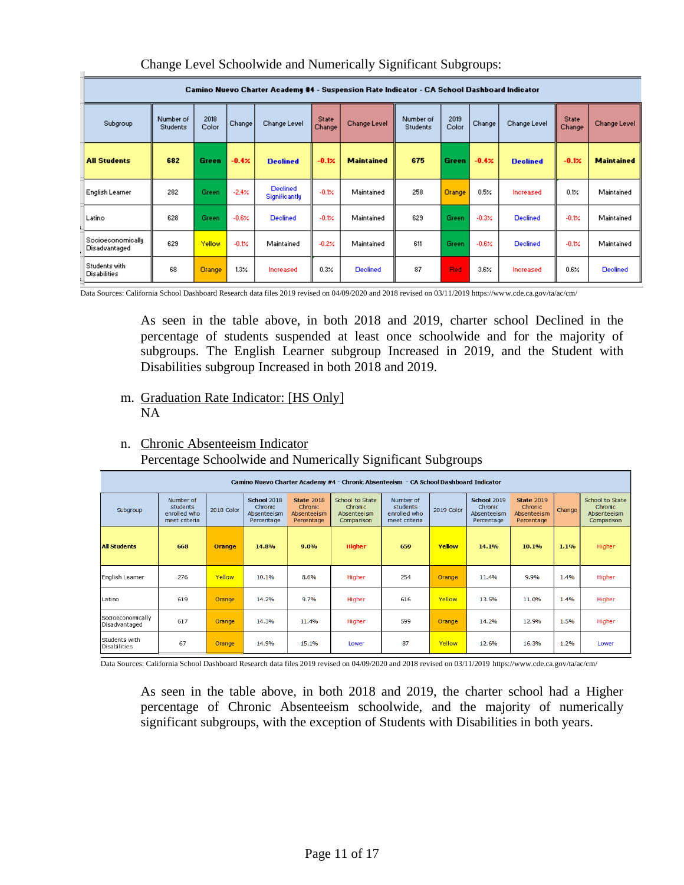Change Level Schoolwide and Numerically Significant Subgroups:

| Camino Nuevo Charter Academy #4 - Suspension Rate Indicator - CA School Dashboard Indicator | | | | | | | | | | | | |
|---|---|---|---|---|---|---|---|---|---|---|---|---|
| Subgroup | Number of Students | 2018 Color | Change | Change Level | State Change | Change Level | Number of Students | 2019 Color | Change | Change Level | State Change | Change Level |
| **All Students** | **682** | **Green** | **-0.4%** | **Declined** | **-0.1%** | **Maintained** | **675** | **Green** | **-0.4%** | **Declined** | **-0.1%** | **Maintained** |
| English Learner | 282 | Green | -2.4% | Declined Significantly | -0.1% | Maintained | 258 | Orange | 0.5% | Increased | 0.1% | Maintained |
| Latino | 628 | Green | -0.6% | Declined | -0.1% | Maintained | 629 | Green | -0.3% | Declined | -0.1% | Maintained |
| Socioeconomically Disadvantaged | 629 | Yellow | -0.1% | Maintained | -0.2% | Maintained | 611 | Green | -0.6% | Declined | -0.1% | Maintained |
| Students with Disabilities | 68 | Orange | 1.3% | Increased | 0.3% | Declined | 87 | Red | 3.6% | Increased | 0.6% | Declined |

Data Sources: California School Dashboard Research data files 2019 revised on 04/09/2020 and 2018 revised on 03/11/2019 https://www.cde.ca.gov/ta/ac/cm/

As seen in the table above, in both 2018 and 2019, charter school Declined in the percentage of students suspended at least once schoolwide and for the majority of subgroups. The English Learner subgroup Increased in 2019, and the Student with Disabilities subgroup Increased in both 2018 and 2019.

m. Graduation Rate Indicator: [HS Only]
NA

n. Chronic Absenteeism Indicator
Percentage Schoolwide and Numerically Significant Subgroups

| Camino Nuevo Charter Academy #4 - Chronic Absenteeism - CA School Dashboard Indicator | | | | | | | | | | | | |
|---|---|---|---|---|---|---|---|---|---|---|---|---|
| Subgroup | Number of students enrolled who meet criteria | 2018 Color | School 2018 Chronic Absenteeism Percentage | State 2018 Chronic Absenteeism Percentage | School to State Chronic Absenteeism Comparison | Number of students enrolled who meet criteria | 2019 Color | School 2019 Chronic Absenteeism Percentage | State 2019 Chronic Absenteeism Percentage | Change | School to State Chronic Absenteeism Comparison |
| **All Students** | **668** | **Orange** | **14.8%** | **9.0%** | **Higher** | **659** | **Yellow** | **14.1%** | **10.1%** | **1.1%** | Higher |
| English Learner | 276 | Yellow | 10.1% | 8.6% | Higher | 254 | Orange | 11.4% | 9.9% | 1.4% | Higher |
| Latino | 619 | Orange | 14.2% | 9.7% | Higher | 616 | Yellow | 13.5% | 11.0% | 1.4% | Higher |
| Socioeconomically Disadvantaged | 617 | Orange | 14.3% | 11.4% | Higher | 599 | Orange | 14.2% | 12.9% | 1.5% | Higher |
| Students with Disabilities | 67 | Orange | 14.9% | 15.1% | Lower | 87 | Yellow | 12.6% | 16.3% | 1.2% | Lower |

Data Sources: California School Dashboard Research data files 2019 revised on 04/09/2020 and 2018 revised on 03/11/2019 https://www.cde.ca.gov/ta/ac/cm/

As seen in the table above, in both 2018 and 2019, the charter school had a Higher percentage of Chronic Absenteeism schoolwide, and the majority of numerically significant subgroups, with the exception of Students with Disabilities in both years.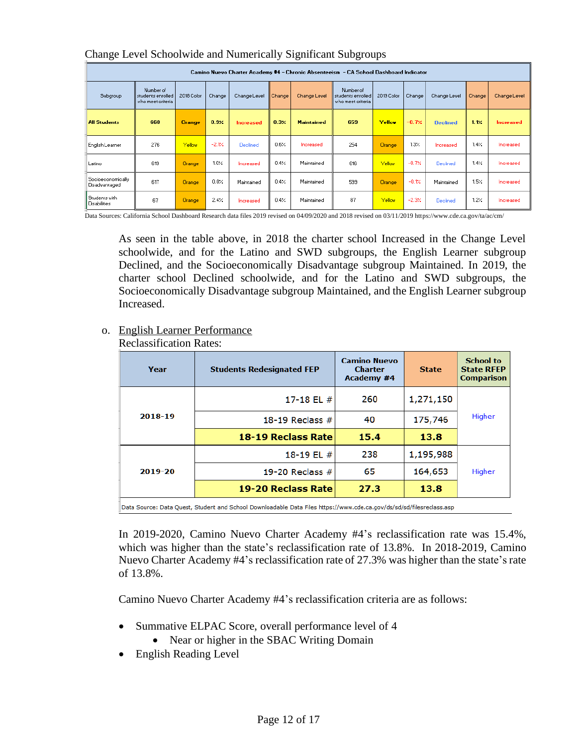Change Level Schoolwide and Numerically Significant Subgroups

| Camino Nuevo Charter Academy #4 – Chronic Absenteeism – CA School Dashboard Indicator | | | | | | | | | | | | |
|---|---|---|---|---|---|---|---|---|---|---|---|---|
| Subgroup | Number of students enrolled who meet criteria | 2018 Color | Change | Change Level | Change | Change Level | Number of students enrolled who meet criteria | 2019 Color | Change | Change Level | Change | Change Level |
| **All Students** | **668** | **Orange** | **0.9%** | **Increased** | **0.3%** | **Maintained** | **659** | **Yellow** | **-0.7%** | **Declined** | **1.1%** | **Increased** |
| English Learner | 276 | Yellow | -2.1% | Declined | 0.6% | Increased | 254 | Orange | 1.3% | Increased | 1.4% | Increased |
| Latino | 619 | Orange | 1.0% | Increased | 0.4% | Maintained | 616 | Yellow | -0.7% | Declined | 1.4% | Increased |
| Socioeconomically Disadvantaged | 617 | Orange | 0.0% | Maintained | 0.4% | Maintained | 599 | Orange | -0.1% | Maintained | 1.5% | Increased |
| Students with Disabilities | 67 | Orange | 2.4% | Increased | 0.4% | Maintained | 87 | Yellow | -2.3% | Declined | 1.2% | Increased |

Data Sources: California School Dashboard Research data files 2019 revised on 04/09/2020 and 2018 revised on 03/11/2019 https://www.cde.ca.gov/ta/ac/cm/

As seen in the table above, in 2018 the charter school Increased in the Change Level schoolwide, and for the Latino and SWD subgroups, the English Learner subgroup Declined, and the Socioeconomically Disadvantage subgroup Maintained. In 2019, the charter school Declined schoolwide, and for the Latino and SWD subgroups, the Socioeconomically Disadvantage subgroup Maintained, and the English Learner subgroup Increased.

o. <u>English Learner Performance</u>

Reclassification Rates:

| Year | Students Redesignated FEP | Camino Nuevo Charter Academy #4 | State | School to State RFEP Comparison |
|---|---|---|---|---|
| 2018-19 | 17-18 EL # | 260 | 1,271,150 | Higher |
| | 18-19 Reclass # | 40 | 175,746 | |
| | **18-19 Reclass Rate** | **15.4** | **13.8** | |
| 2019-20 | 18-19 EL # | 238 | 1,195,988 | Higher |
| | 19-20 Reclass # | 65 | 164,653 | |
| | **19-20 Reclass Rate** | **27.3** | **13.8** | |

Data Source: Data Quest, Student and School Downloadable Data Files https://www.cde.ca.gov/ds/sd/sd/filesreclass.asp

In 2019-2020, Camino Nuevo Charter Academy #4's reclassification rate was 15.4%, which was higher than the state's reclassification rate of 13.8%. In 2018-2019, Camino Nuevo Charter Academy #4's reclassification rate of 27.3% was higher than the state's rate of 13.8%.

Camino Nuevo Charter Academy #4's reclassification criteria are as follows:

- Summative ELPAC Score, overall performance level of 4
  - Near or higher in the SBAC Writing Domain
- English Reading Level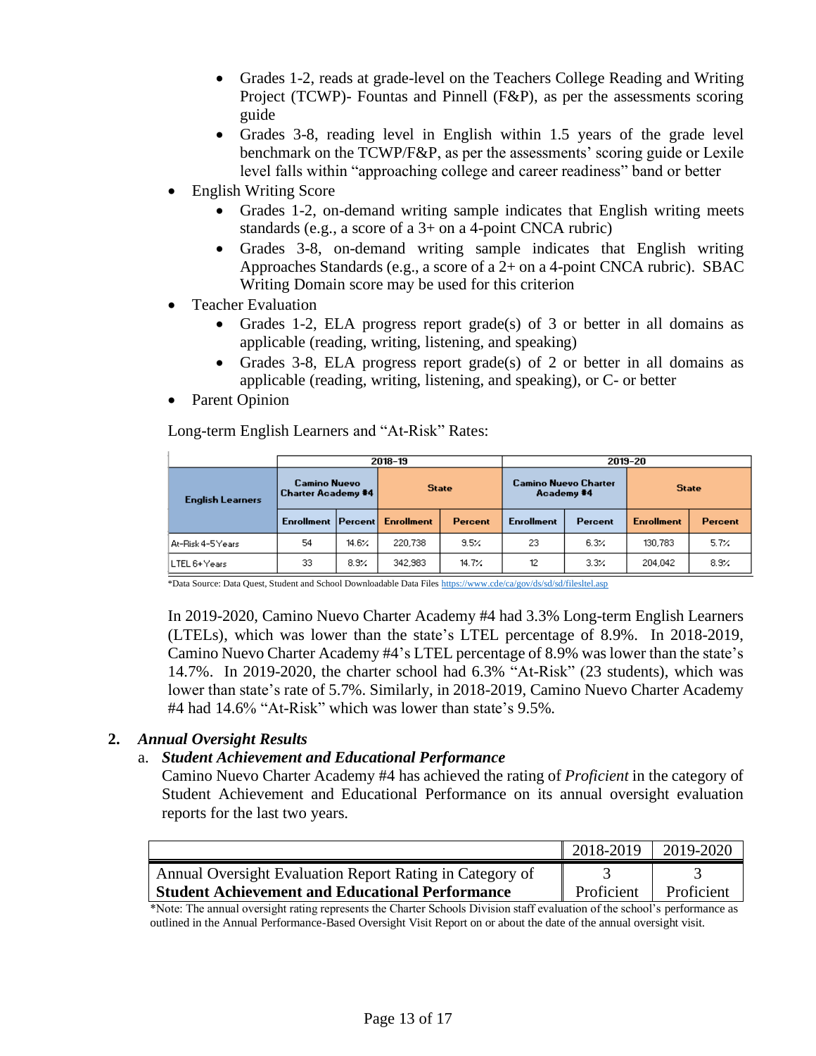- Grades 1-2, reads at grade-level on the Teachers College Reading and Writing Project (TCWP)- Fountas and Pinnell (F&P), as per the assessments scoring guide
  - Grades 3-8, reading level in English within 1.5 years of the grade level benchmark on the TCWP/F&P, as per the assessments' scoring guide or Lexile level falls within "approaching college and career readiness" band or better
- English Writing Score
  - Grades 1-2, on-demand writing sample indicates that English writing meets standards (e.g., a score of a 3+ on a 4-point CNCA rubric)
  - Grades 3-8, on-demand writing sample indicates that English writing Approaches Standards (e.g., a score of a 2+ on a 4-point CNCA rubric). SBAC Writing Domain score may be used for this criterion
- Teacher Evaluation
  - Grades 1-2, ELA progress report grade(s) of 3 or better in all domains as applicable (reading, writing, listening, and speaking)
  - Grades 3-8, ELA progress report grade(s) of 2 or better in all domains as applicable (reading, writing, listening, and speaking), or C- or better
- Parent Opinion

Long-term English Learners and "At-Risk" Rates:

| English Learners | 2018-19 | | | | 2019-20 | | | |
|---|---|---|---|---|---|---|---|---|
| | Camino Nuevo Charter Academy #4 | | State | | Camino Nuevo Charter Academy #4 | | State | |
| | Enrollment | Percent | Enrollment | Percent | Enrollment | Percent | Enrollment | Percent |
| At-Risk 4-5 Years | 54 | 14.6% | 220,738 | 9.5% | 23 | 6.3% | 130,783 | 5.7% |
| LTEL 6+ Years | 33 | 8.9% | 342,983 | 14.7% | 12 | 3.3% | 204,042 | 8.9% |

*Data Source: Data Quest, Student and School Downloadable Data Files https://www.cde/ca/gov/ds/sd/sd/filesltel.asp

In 2019-2020, Camino Nuevo Charter Academy #4 had 3.3% Long-term English Learners (LTELs), which was lower than the state's LTEL percentage of 8.9%. In 2018-2019, Camino Nuevo Charter Academy #4's LTEL percentage of 8.9% was lower than the state's 14.7%. In 2019-2020, the charter school had 6.3% "At-Risk" (23 students), which was lower than state's rate of 5.7%. Similarly, in 2018-2019, Camino Nuevo Charter Academy #4 had 14.6% "At-Risk" which was lower than state's 9.5%.

**2. *Annual Oversight Results***

a. ***Student Achievement and Educational Performance***

Camino Nuevo Charter Academy #4 has achieved the rating of *Proficient* in the category of Student Achievement and Educational Performance on its annual oversight evaluation reports for the last two years.

| | 2018-2019 | 2019-2020 |
|---|---|---|
| Annual Oversight Evaluation Report Rating in Category of **Student Achievement and Educational Performance** | 3 Proficient | 3 Proficient |

*Note: The annual oversight rating represents the Charter Schools Division staff evaluation of the school's performance as outlined in the Annual Performance-Based Oversight Visit Report on or about the date of the annual oversight visit.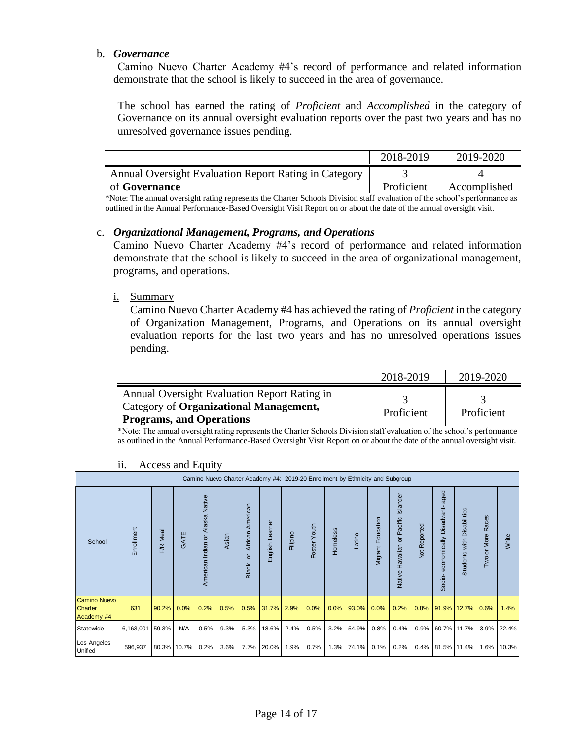b. ***Governance***

Camino Nuevo Charter Academy #4's record of performance and related information demonstrate that the school is likely to succeed in the area of governance.

The school has earned the rating of *Proficient* and *Accomplished* in the category of Governance on its annual oversight evaluation reports over the past two years and has no unresolved governance issues pending.

| | 2018-2019 | 2019-2020 |
|---|---|---|
| Annual Oversight Evaluation Report Rating in Category of **Governance** | 3 Proficient | 4 Accomplished |

*Note: The annual oversight rating represents the Charter Schools Division staff evaluation of the school's performance as outlined in the Annual Performance-Based Oversight Visit Report on or about the date of the annual oversight visit.

c. ***Organizational Management, Programs, and Operations***

Camino Nuevo Charter Academy #4's record of performance and related information demonstrate that the school is likely to succeed in the area of organizational management, programs, and operations.

i. Summary

Camino Nuevo Charter Academy #4 has achieved the rating of *Proficient* in the category of Organization Management, Programs, and Operations on its annual oversight evaluation reports for the last two years and has no unresolved operations issues pending.

| | 2018-2019 | 2019-2020 |
|---|---|---|
| Annual Oversight Evaluation Report Rating in Category of **Organizational Management, Programs, and Operations** | 3 Proficient | 3 Proficient |

*Note: The annual oversight rating represents the Charter Schools Division staff evaluation of the school's performance as outlined in the Annual Performance-Based Oversight Visit Report on or about the date of the annual oversight visit.

ii. Access and Equity

Camino Nuevo Charter Academy #4: 2019-20 Enrollment by Ethnicity and Subgroup

| School | Enrollment | F/R Meal | GATE | American Indian or Alaska Native | Asian | Black or African American | English Learner | Filipino | Foster Youth | Homeless | Latino | Migrant Education | Native Hawaiian or Pacific Islander | Not Reported | Socio- economically Disadvant- aged | Students with Disabilities | Two or More Races | White |
|---|---|---|---|---|---|---|---|---|---|---|---|---|---|---|---|---|---|---|
| Camino Nuevo Charter Academy #4 | 631 | 90.2% | 0.0% | 0.2% | 0.5% | 0.5% | 31.7% | 2.9% | 0.0% | 0.0% | 93.0% | 0.0% | 0.2% | 0.8% | 91.9% | 12.7% | 0.6% | 1.4% |
| Statewide | 6,163,001 | 59.3% | N/A | 0.5% | 9.3% | 5.3% | 18.6% | 2.4% | 0.5% | 3.2% | 54.9% | 0.8% | 0.4% | 0.9% | 60.7% | 11.7% | 3.9% | 22.4% |
| Los Angeles Unified | 596,937 | 80.3% | 10.7% | 0.2% | 3.6% | 7.7% | 20.0% | 1.9% | 0.7% | 1.3% | 74.1% | 0.1% | 0.2% | 0.4% | 81.5% | 11.4% | 1.6% | 10.3% |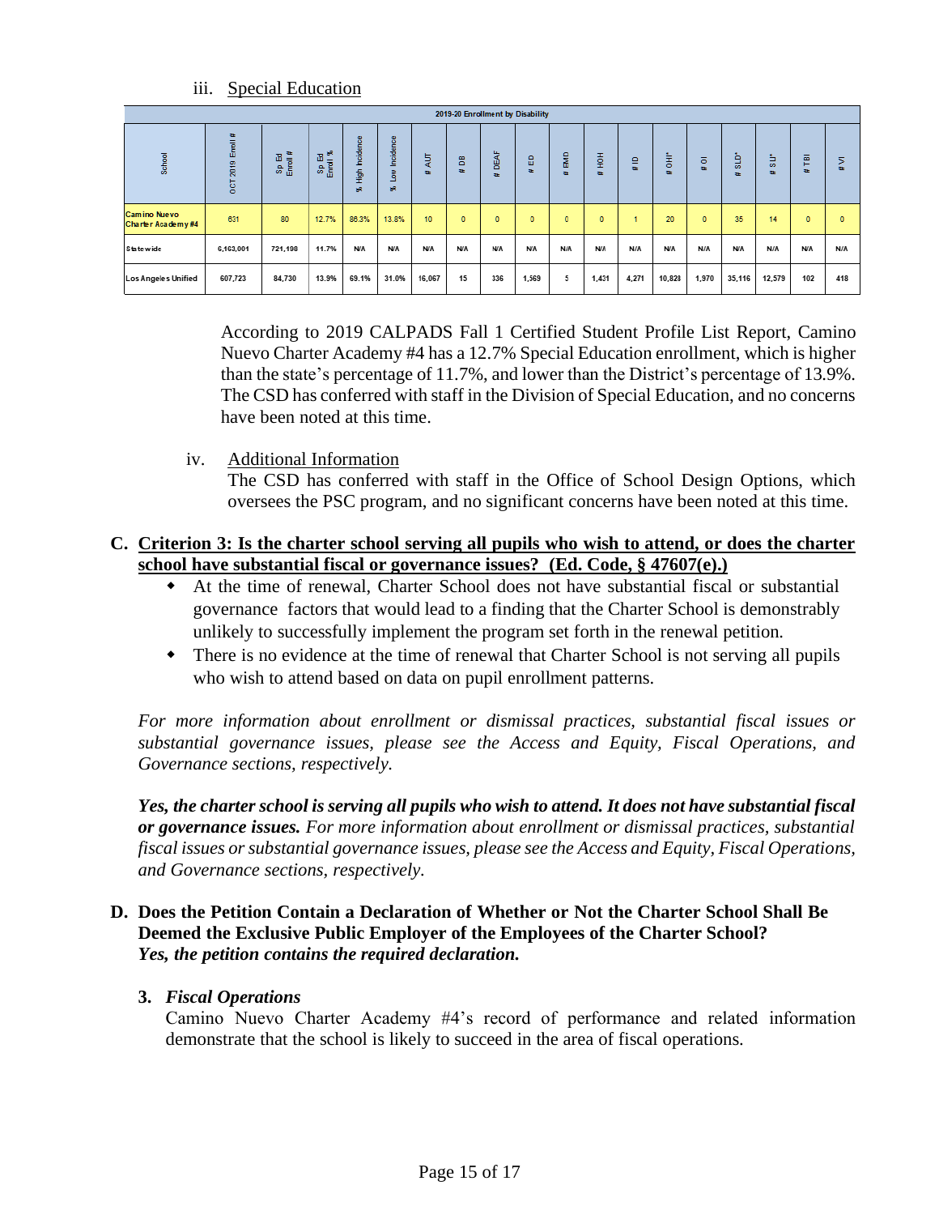iii. Special Education

| 2019-20 Enrollment by Disability | | | | | | | | | | | | | | | | | | | |
|---|---|---|---|---|---|---|---|---|---|---|---|---|---|---|---|---|---|---|---|
| School | OCT 2019 Enroll # | Sp Ed Enroll # | Sp Ed Enroll % | % High Incidence | % Low Incidence | # AUT | # DB | # DEAF | # ED | # EMD | # HOH | # ID | # OHI* | # OI | # SLD* | # SLI* | # TBI | # VI |
| Camino Nuevo Charter Academy #4 | 631 | 80 | 12.7% | 86.3% | 13.8% | 10 | 0 | 0 | 0 | 0 | 0 | 1 | 20 | 0 | 35 | 14 | 0 | 0 |
| Statewide | 6,163,001 | 721,198 | 11.7% | N/A | N/A | N/A | N/A | N/A | N/A | N/A | N/A | N/A | N/A | N/A | N/A | N/A | N/A | N/A |
| Los Angeles Unified | 607,723 | 84,730 | 13.9% | 69.1% | 31.0% | 16,067 | 15 | 336 | 1,569 | 5 | 1,431 | 4,271 | 10,828 | 1,970 | 35,116 | 12,579 | 102 | 418 |

According to 2019 CALPADS Fall 1 Certified Student Profile List Report, Camino Nuevo Charter Academy #4 has a 12.7% Special Education enrollment, which is higher than the state's percentage of 11.7%, and lower than the District's percentage of 13.9%. The CSD has conferred with staff in the Division of Special Education, and no concerns have been noted at this time.

iv. Additional Information

The CSD has conferred with staff in the Office of School Design Options, which oversees the PSC program, and no significant concerns have been noted at this time.

**C. Criterion 3: Is the charter school serving all pupils who wish to attend, or does the charter school have substantial fiscal or governance issues? (Ed. Code, § 47607(e).)**

- At the time of renewal, Charter School does not have substantial fiscal or substantial governance factors that would lead to a finding that the Charter School is demonstrably unlikely to successfully implement the program set forth in the renewal petition.
- There is no evidence at the time of renewal that Charter School is not serving all pupils who wish to attend based on data on pupil enrollment patterns.

*For more information about enrollment or dismissal practices, substantial fiscal issues or substantial governance issues, please see the Access and Equity, Fiscal Operations, and Governance sections, respectively.*

***Yes, the charter school is serving all pupils who wish to attend. It does not have substantial fiscal or governance issues.*** *For more information about enrollment or dismissal practices, substantial fiscal issues or substantial governance issues, please see the Access and Equity, Fiscal Operations, and Governance sections, respectively.*

**D. Does the Petition Contain a Declaration of Whether or Not the Charter School Shall Be Deemed the Exclusive Public Employer of the Employees of the Charter School?**
***Yes, the petition contains the required declaration.***

**3. *Fiscal Operations***

Camino Nuevo Charter Academy #4's record of performance and related information demonstrate that the school is likely to succeed in the area of fiscal operations.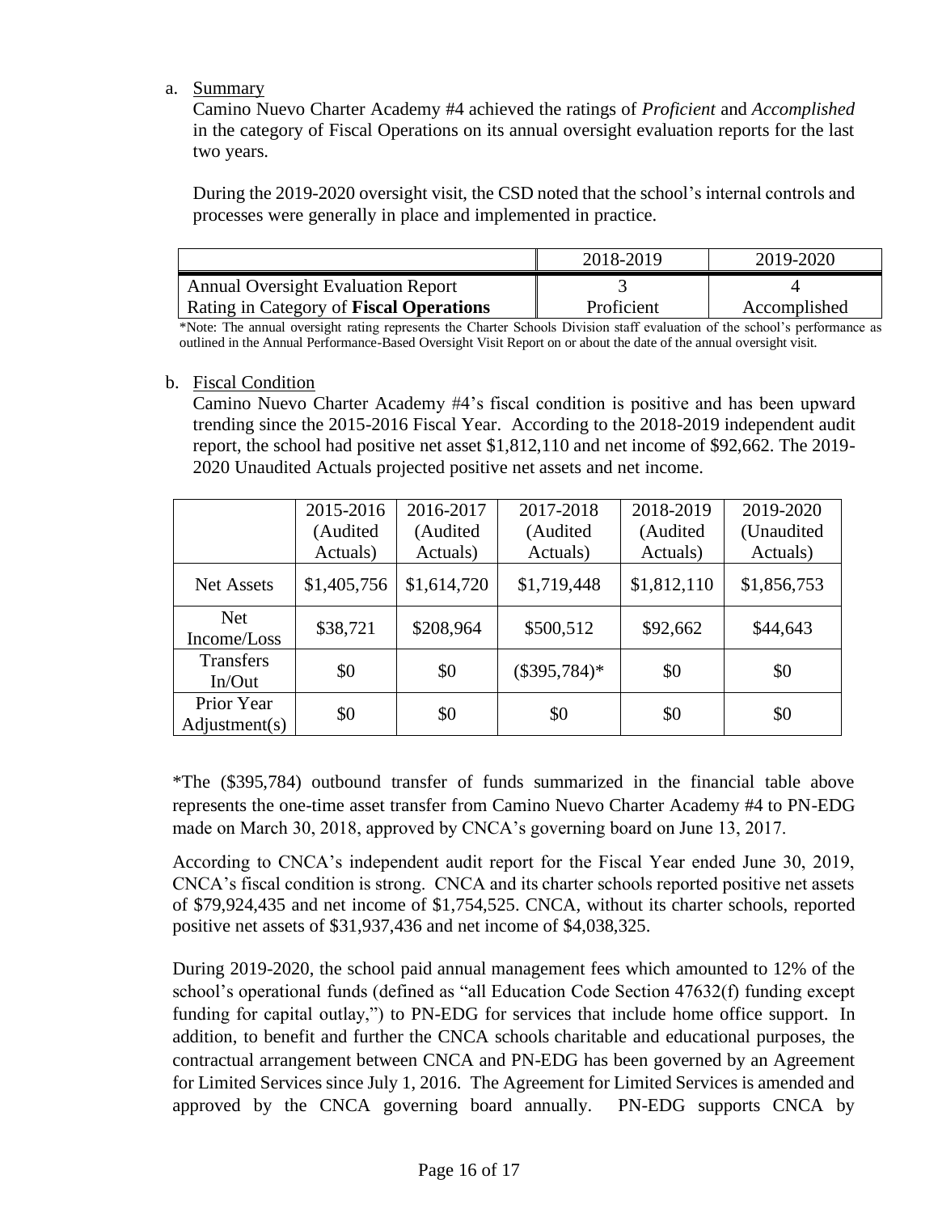a. Summary

Camino Nuevo Charter Academy #4 achieved the ratings of *Proficient* and *Accomplished* in the category of Fiscal Operations on its annual oversight evaluation reports for the last two years.

During the 2019-2020 oversight visit, the CSD noted that the school's internal controls and processes were generally in place and implemented in practice.

| | 2018-2019 | 2019-2020 |
|---|---|---|
| Annual Oversight Evaluation Report Rating in Category of **Fiscal Operations** | 3 Proficient | 4 Accomplished |

*Note: The annual oversight rating represents the Charter Schools Division staff evaluation of the school's performance as outlined in the Annual Performance-Based Oversight Visit Report on or about the date of the annual oversight visit.

b. Fiscal Condition

Camino Nuevo Charter Academy #4's fiscal condition is positive and has been upward trending since the 2015-2016 Fiscal Year. According to the 2018-2019 independent audit report, the school had positive net asset $1,812,110 and net income of $92,662. The 2019-2020 Unaudited Actuals projected positive net assets and net income.

| | 2015-2016 (Audited Actuals) | 2016-2017 (Audited Actuals) | 2017-2018 (Audited Actuals) | 2018-2019 (Audited Actuals) | 2019-2020 (Unaudited Actuals) |
|---|---|---|---|---|---|
| Net Assets | $1,405,756 | $1,614,720 | $1,719,448 | $1,812,110 | $1,856,753 |
| Net Income/Loss | $38,721 | $208,964 | $500,512 | $92,662 | $44,643 |
| Transfers In/Out | $0 | $0 | ($395,784)* | $0 | $0 |
| Prior Year Adjustment(s) | $0 | $0 | $0 | $0 | $0 |

*The ($395,784) outbound transfer of funds summarized in the financial table above represents the one-time asset transfer from Camino Nuevo Charter Academy #4 to PN-EDG made on March 30, 2018, approved by CNCA's governing board on June 13, 2017.

According to CNCA's independent audit report for the Fiscal Year ended June 30, 2019, CNCA's fiscal condition is strong. CNCA and its charter schools reported positive net assets of $79,924,435 and net income of $1,754,525. CNCA, without its charter schools, reported positive net assets of $31,937,436 and net income of $4,038,325.

During 2019-2020, the school paid annual management fees which amounted to 12% of the school's operational funds (defined as "all Education Code Section 47632(f) funding except funding for capital outlay,") to PN-EDG for services that include home office support. In addition, to benefit and further the CNCA schools charitable and educational purposes, the contractual arrangement between CNCA and PN-EDG has been governed by an Agreement for Limited Services since July 1, 2016. The Agreement for Limited Services is amended and approved by the CNCA governing board annually. PN-EDG supports CNCA by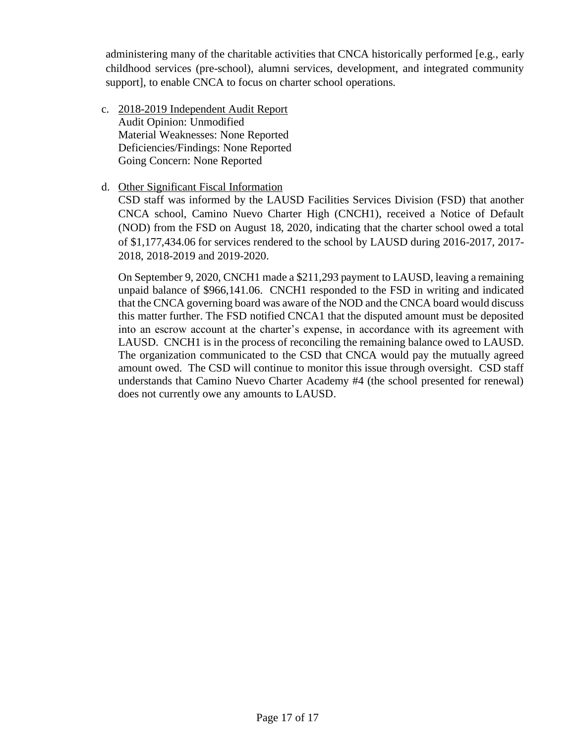administering many of the charitable activities that CNCA historically performed [e.g., early childhood services (pre-school), alumni services, development, and integrated community support], to enable CNCA to focus on charter school operations.

c. <u>2018-2019 Independent Audit Report</u>
   Audit Opinion: Unmodified
   Material Weaknesses: None Reported
   Deficiencies/Findings: None Reported
   Going Concern: None Reported

d. <u>Other Significant Fiscal Information</u>
   CSD staff was informed by the LAUSD Facilities Services Division (FSD) that another CNCA school, Camino Nuevo Charter High (CNCH1), received a Notice of Default (NOD) from the FSD on August 18, 2020, indicating that the charter school owed a total of $1,177,434.06 for services rendered to the school by LAUSD during 2016-2017, 2017-2018, 2018-2019 and 2019-2020.

   On September 9, 2020, CNCH1 made a $211,293 payment to LAUSD, leaving a remaining unpaid balance of $966,141.06. CNCH1 responded to the FSD in writing and indicated that the CNCA governing board was aware of the NOD and the CNCA board would discuss this matter further. The FSD notified CNCA1 that the disputed amount must be deposited into an escrow account at the charter's expense, in accordance with its agreement with LAUSD. CNCH1 is in the process of reconciling the remaining balance owed to LAUSD. The organization communicated to the CSD that CNCA would pay the mutually agreed amount owed. The CSD will continue to monitor this issue through oversight. CSD staff understands that Camino Nuevo Charter Academy #4 (the school presented for renewal) does not currently owe any amounts to LAUSD.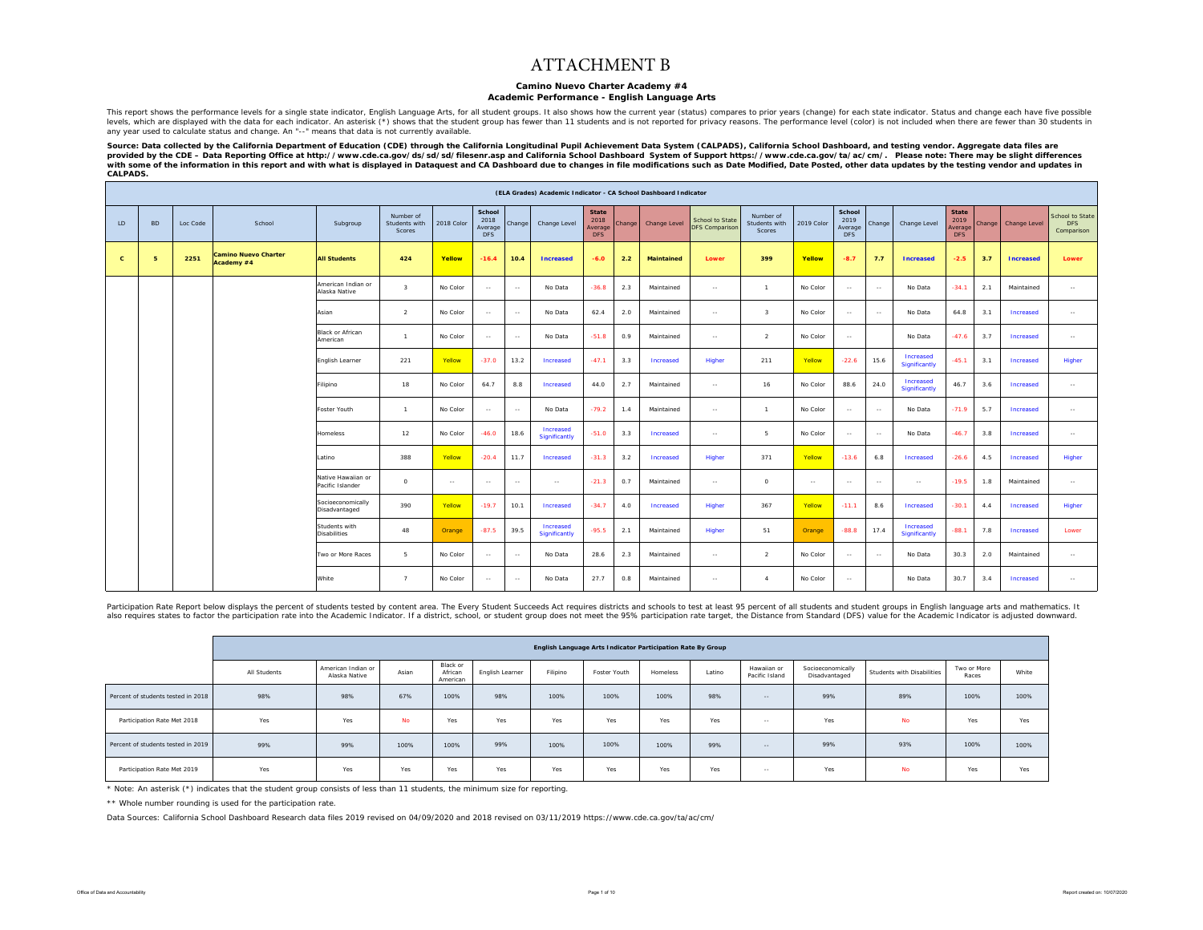# ATTACHMENT B

**Camino Nuevo Charter Academy #4**
**Academic Performance - English Language Arts**

This report shows the performance levels for a single state indicator, English Language Arts, for all student groups. It also shows how the current year (status) compares to prior years (change) for each state indicator. Status and change each have five possible levels, which are displayed with the data for each indicator. An asterisk (*) shows that the student group has fewer than 11 students and is not reported for privacy reasons. The performance level (color) is not included when there are fewer than 30 students in any year used to calculate status and change. An "--" means that data is not currently available.

**Source: Data collected by the California Department of Education (CDE) through the California Longitudinal Pupil Achievement Data System (CALPADS), California School Dashboard, and testing vendor. Aggregate data files are provided by the CDE – Data Reporting Office at http://www.cde.ca.gov/ds/sd/sd/filesenr.asp and California School Dashboard System of Support https://www.cde.ca.gov/ta/ac/cm/. Please note: There may be slight differences with some of the information in this report and with what is displayed in Dataquest and CA Dashboard due to changes in file modifications such as Date Modified, Date Posted, other data updates by the testing vendor and updates in CALPADS.**

| (ELA Grades) Academic Indicator - CA School Dashboard Indicator | | | | | | | | | | | | | | | | | | | | | | | | |
|---|---|---|---|---|---|---|---|---|---|---|---|---|---|---|---|---|---|---|---|---|---|---|---|---|
| LD | BD | Loc Code | School | Subgroup | Number of Students with Scores | 2018 Color | School 2018 Average DFS | Change | Change Level | State 2018 Average DFS | Change | Change Level | School to State DFS Comparison | Number of Students with Scores | 2019 Color | School 2019 Average DFS | Change | Change Level | State 2019 Average DFS | Change | Change Level | School to State DFS Comparison |
| **C** | **5** | **2251** | **Camino Nuevo Charter Academy #4** | **All Students** | **424** | **Yellow** | **-16.4** | **10.4** | **Increased** | **-6.0** | **2.2** | **Maintained** | **Lower** | **399** | **Yellow** | **-8.7** | **7.7** | **Increased** | **-2.5** | **3.7** | **Increased** | **Lower** |
| | | | | American Indian or Alaska Native | 3 | No Color | -- | -- | No Data | -36.8 | 2.3 | Maintained | -- | 1 | No Color | -- | -- | No Data | -34.1 | 2.1 | Maintained | -- |
| | | | | Asian | 2 | No Color | -- | -- | No Data | 62.4 | 2.0 | Maintained | -- | 3 | No Color | -- | -- | No Data | 64.8 | 3.1 | Increased | -- |
| | | | | Black or African American | 1 | No Color | -- | -- | No Data | -51.8 | 0.9 | Maintained | -- | 2 | No Color | -- | | No Data | -47.6 | 3.7 | Increased | -- |
| | | | | English Learner | 221 | Yellow | -37.0 | 13.2 | Increased | -47.1 | 3.3 | Increased | Higher | 211 | Yellow | -22.6 | 15.6 | Increased Significantly | -45.1 | 3.1 | Increased | Higher |
| | | | | Filipino | 18 | No Color | 64.7 | 8.8 | Increased | 44.0 | 2.7 | Maintained | -- | 16 | No Color | 88.6 | 24.0 | Increased Significantly | 46.7 | 3.6 | Increased | -- |
| | | | | Foster Youth | 1 | No Color | -- | -- | No Data | -79.2 | 1.4 | Maintained | -- | 1 | No Color | -- | -- | No Data | -71.9 | 5.7 | Increased | -- |
| | | | | Homeless | 12 | No Color | -46.0 | 18.6 | Increased Significantly | -51.0 | 3.3 | Increased | -- | 5 | No Color | -- | -- | No Data | -46.7 | 3.8 | Increased | -- |
| | | | | Latino | 388 | Yellow | -20.4 | 11.7 | Increased | -31.3 | 3.2 | Increased | Higher | 371 | Yellow | -13.6 | 6.8 | Increased | -26.6 | 4.5 | Increased | Higher |
| | | | | Native Hawaiian or Pacific Islander | 0 | -- | -- | -- | -- | -21.3 | 0.7 | Maintained | -- | 0 | -- | -- | -- | -- | -19.5 | 1.8 | Maintained | -- |
| | | | | Socioeconomically Disadvantaged | 390 | Yellow | -19.7 | 10.1 | Increased | -34.7 | 4.0 | Increased | Higher | 367 | Yellow | -11.1 | 8.6 | Increased | -30.1 | 4.4 | Increased | Higher |
| | | | | Students with Disabilities | 48 | Orange | -87.5 | 39.5 | Increased Significantly | -95.5 | 2.1 | Maintained | Higher | 51 | Orange | -88.8 | 17.4 | Increased Significantly | -88.1 | 7.8 | Increased | Lower |
| | | | | Two or More Races | 5 | No Color | -- | -- | No Data | 28.6 | 2.3 | Maintained | -- | 2 | No Color | -- | -- | No Data | 30.3 | 2.0 | Maintained | -- |
| | | | | White | 7 | No Color | -- | -- | No Data | 27.7 | 0.8 | Maintained | -- | 4 | No Color | -- | | No Data | 30.7 | 3.4 | Increased | -- |

Participation Rate Report below displays the percent of students tested by content area. The Every Student Succeeds Act requires districts and schools to test at least 95 percent of all students and student groups in English language arts and mathematics. It also requires states to factor the participation rate into the Academic Indicator. If a district, school, or student group does not meet the 95% participation rate target, the Distance from Standard (DFS) value for the Academic Indicator is adjusted downward.

| | English Language Arts Indicator Participation Rate By Group | | | | | | | | | | | | | |
|---|---|---|---|---|---|---|---|---|---|---|---|---|---|---|
| | All Students | American Indian or Alaska Native | Asian | Black or African American | English Learner | Filipino | Foster Youth | Homeless | Latino | Hawaiian or Pacific Island | Socioeconomically Disadvantaged | Students with Disabilities | Two or More Races | White |
| Percent of students tested in 2018 | 98% | 98% | 67% | 100% | 98% | 100% | 100% | 100% | 98% | -- | 99% | 89% | 100% | 100% |
| Participation Rate Met 2018 | Yes | Yes | No | Yes | Yes | Yes | Yes | Yes | Yes | -- | Yes | No | Yes | Yes |
| Percent of students tested in 2019 | 99% | 99% | 100% | 100% | 99% | 100% | 100% | 100% | 99% | -- | 99% | 93% | 100% | 100% |
| Participation Rate Met 2019 | Yes | Yes | Yes | Yes | Yes | Yes | Yes | Yes | Yes | -- | Yes | No | Yes | Yes |

* Note: An asterisk (*) indicates that the student group consists of less than 11 students, the minimum size for reporting.

** Whole number rounding is used for the participation rate.

Data Sources: California School Dashboard Research data files 2019 revised on 04/09/2020 and 2018 revised on 03/11/2019 https://www.cde.ca.gov/ta/ac/cm/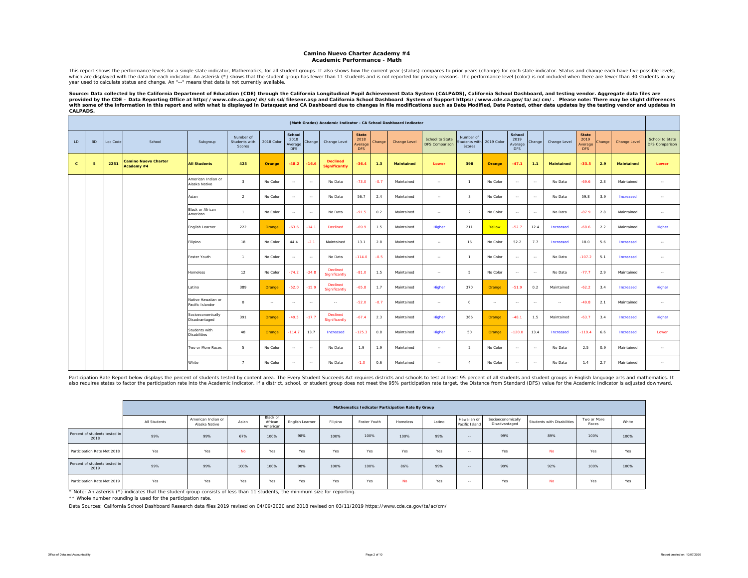# Camino Nuevo Charter Academy #4
## Academic Performance - Math

This report shows the performance levels for a single state indicator, Mathematics, for all student groups. It also shows how the current year (status) compares to prior years (change) for each state indicator. Status and change each have five possible levels, which are displayed with the data for each indicator. An asterisk (*) shows that the student group has fewer than 11 students and is not reported for privacy reasons. The performance level (color) is not included when there are fewer than 30 students in any year used to calculate status and change. An "--" means that data is not currently available.

**Source: Data collected by the California Department of Education (CDE) through the California Longitudinal Pupil Achievement Data System (CALPADS), California School Dashboard, and testing vendor. Aggregate data files are provided by the CDE – Data Reporting Office at http://www.cde.ca.gov/ds/sd/sd/filesenr.asp and California School Dashboard System of Support https://www.cde.ca.gov/ta/ac/cm/. Please note: There may be slight differences with some of the information in this report and with what is displayed in Dataquest and CA Dashboard due to changes in file modifications such as Date Modified, Date Posted, other data updates by the testing vendor and updates in CALPADS.**

| (Math Grades) Academic Indicator - CA School Dashboard Indicator | | | | | | | | | | | | | | | | | | | | | | | | |
|---|---|---|---|---|---|---|---|---|---|---|---|---|---|---|---|---|---|---|---|---|---|---|---|---|
| LD | BD | Loc Code | School | Subgroup | Number of Students with Scores | 2018 Color | School 2018 Average DFS | Change | Change Level | State 2018 Average DFS | Change | Change Level | School to State DFS Comparison | Number of Students with Scores | 2019 Color | School 2019 Average DFS | Change | Change Level | State 2019 Average DFS | Change | Change Level | School to State DFS Comparison |
| **C** | **5** | **2251** | **Camino Nuevo Charter Academy #4** | **All Students** | **425** | **Orange** | **-48.2** | **-16.6** | **Declined Significantly** | **-36.4** | **1.3** | **Maintained** | **Lower** | **398** | **Orange** | **-47.1** | **1.1** | **Maintained** | **-33.5** | **2.9** | **Maintained** | **Lower** |
| | | | | American Indian or Alaska Native | 3 | No Color | -- | -- | No Data | -73.0 | -0.7 | Maintained | -- | 1 | No Color | -- | -- | No Data | -69.6 | 2.8 | Maintained | -- |
| | | | | Asian | 2 | No Color | -- | -- | No Data | 56.7 | 2.4 | Maintained | -- | 3 | No Color | -- | -- | No Data | 59.8 | 3.9 | Increased | -- |
| | | | | Black or African American | 1 | No Color | -- | -- | No Data | -91.5 | 0.2 | Maintained | -- | 2 | No Color | -- | -- | No Data | -87.9 | 2.8 | Maintained | -- |
| | | | | English Learner | 222 | Orange | -63.6 | -14.1 | Declined | -69.9 | 1.5 | Maintained | Higher | 211 | Yellow | -52.7 | 12.4 | Increased | -68.6 | 2.2 | Maintained | Higher |
| | | | | Filipino | 18 | No Color | 44.4 | -2.1 | Maintained | 13.1 | 2.8 | Maintained | -- | 16 | No Color | 52.2 | 7.7 | Increased | 18.0 | 5.6 | Increased | -- |
| | | | | Foster Youth | 1 | No Color | -- | -- | No Data | -114.0 | -0.5 | Maintained | -- | 1 | No Color | -- | -- | No Data | -107.2 | 5.1 | Increased | -- |
| | | | | Homeless | 12 | No Color | -74.2 | -24.8 | Declined Significantly | -81.0 | 1.5 | Maintained | -- | 5 | No Color | -- | -- | No Data | -77.7 | 2.9 | Maintained | -- |
| | | | | Latino | 389 | Orange | -52.0 | -15.9 | Declined Significantly | -65.8 | 1.7 | Maintained | Higher | 370 | Orange | -51.9 | 0.2 | Maintained | -62.2 | 3.4 | Increased | Higher |
| | | | | Native Hawaiian or Pacific Islander | 0 | -- | -- | -- | -- | -52.0 | -0.7 | Maintained | -- | 0 | -- | -- | -- | -- | -49.8 | 2.1 | Maintained | -- |
| | | | | Socioeconomically Disadvantaged | 391 | Orange | -49.5 | -17.7 | Declined Significantly | -67.4 | 2.3 | Maintained | Higher | 366 | Orange | -48.1 | 1.5 | Maintained | -63.7 | 3.4 | Increased | Higher |
| | | | | Students with Disabilities | 48 | Orange | -114.7 | 13.7 | Increased | -125.3 | 0.8 | Maintained | Higher | 50 | Orange | -120.0 | 13.4 | Increased | -119.4 | 6.6 | Increased | Lower |
| | | | | Two or More Races | 5 | No Color | -- | -- | No Data | 1.9 | 1.9 | Maintained | -- | 2 | No Color | -- | -- | No Data | 2.5 | 0.9 | Maintained | -- |
| | | | | White | 7 | No Color | -- | -- | No Data | -1.0 | 0.6 | Maintained | -- | 4 | No Color | -- | -- | No Data | 1.4 | 2.7 | Maintained | -- |

Participation Rate Report below displays the percent of students tested by content area. The Every Student Succeeds Act requires districts and schools to test at least 95 percent of all students and student groups in English language arts and mathematics. It also requires states to factor the participation rate into the Academic Indicator. If a district, school, or student group does not meet the 95% participation rate target, the Distance from Standard (DFS) value for the Academic Indicator is adjusted downward.

| | Mathematics Indicator Participation Rate By Group | | | | | | | | | | | | | |
|---|---|---|---|---|---|---|---|---|---|---|---|---|---|---|
| | All Students | American Indian or Alaska Native | Asian | Black or African American | English Learner | Filipino | Foster Youth | Homeless | Latino | Hawaiian or Pacific Island | Socioeconomically Disadvantaged | Students with Disabilities | Two or More Races | White |
| Percent of students tested in 2018 | 99% | 99% | 67% | 100% | 98% | 100% | 100% | 100% | 99% | -- | 99% | 89% | 100% | 100% |
| Participation Rate Met 2018 | Yes | Yes | No | Yes | Yes | Yes | Yes | Yes | Yes | -- | Yes | No | Yes | Yes |
| Percent of students tested in 2019 | 99% | 99% | 100% | 100% | 98% | 100% | 100% | 86% | 99% | -- | 99% | 92% | 100% | 100% |
| Participation Rate Met 2019 | Yes | Yes | Yes | Yes | Yes | Yes | Yes | No | Yes | -- | Yes | No | Yes | Yes |

* Note: An asterisk (*) indicates that the student group consists of less than 11 students, the minimum size for reporting.

** Whole number rounding is used for the participation rate.

Data Sources: California School Dashboard Research data files 2019 revised on 04/09/2020 and 2018 revised on 03/11/2019 https://www.cde.ca.gov/ta/ac/cm/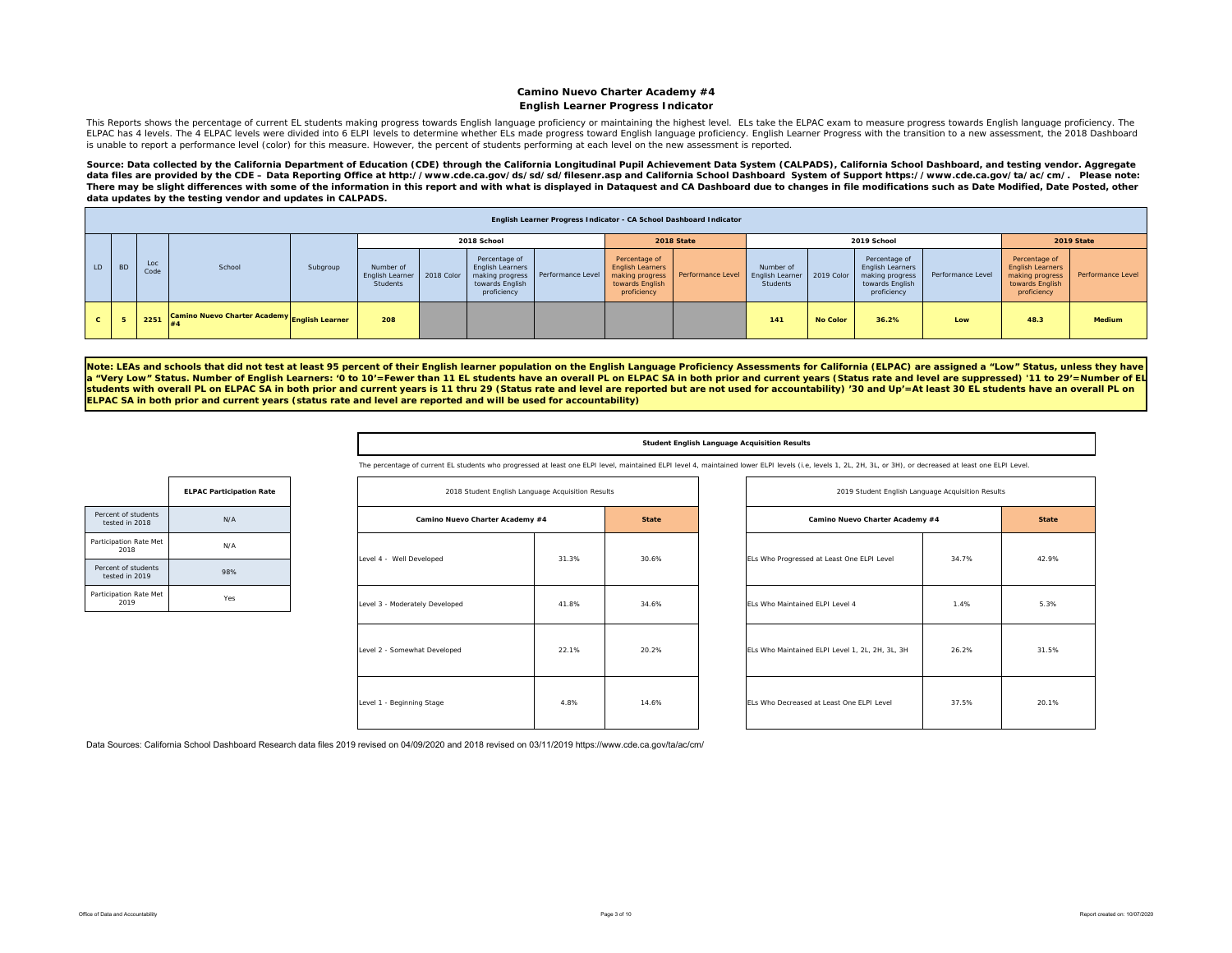# Camino Nuevo Charter Academy #4

## English Learner Progress Indicator

This Reports shows the percentage of current EL students making progress towards English language proficiency or maintaining the highest level. ELs take the ELPAC exam to measure progress towards English language proficiency. The ELPAC has 4 levels. The 4 ELPAC levels were divided into 6 ELPI levels to determine whether ELs made progress toward English language proficiency. English Learner Progress with the transition to a new assessment, the 2018 Dashboard is unable to report a performance level (color) for this measure. However, the percent of students performing at each level on the new assessment is reported.

**Source: Data collected by the California Department of Education (CDE) through the California Longitudinal Pupil Achievement Data System (CALPADS), California School Dashboard, and testing vendor. Aggregate data files are provided by the CDE – Data Reporting Office at http://www.cde.ca.gov/ds/sd/sd/filesenr.asp and California School Dashboard System of Support https://www.cde.ca.gov/ta/ac/cm/. Please note: There may be slight differences with some of the information in this report and with what is displayed in Dataquest and CA Dashboard due to changes in file modifications such as Date Modified, Date Posted, other data updates by the testing vendor and updates in CALPADS.**

**English Learner Progress Indicator - CA School Dashboard Indicator**

| | | | | | 2018 School | | | | 2018 State | | 2019 School | | | | 2019 State | |
|---|---|---|---|---|---|---|---|---|---|---|---|---|---|---|---|---|
| LD | BD | Loc Code | School | Subgroup | Number of English Learner Students | 2018 Color | Percentage of English Learners making progress towards English proficiency | Performance Level | Percentage of English Learners making progress towards English proficiency | Performance Level | Number of English Learner Students | 2019 Color | Percentage of English Learners making progress towards English proficiency | Performance Level | Percentage of English Learners making progress towards English proficiency | Performance Level |
| C | 5 | 2251 | Camino Nuevo Charter Academy #4 | English Learner | 208 | | | | | | 141 | No Color | 36.2% | Low | 48.3 | Medium |

**Note: LEAs and schools that did not test at least 95 percent of their English learner population on the English Language Proficiency Assessments for California (ELPAC) are assigned a "Low" Status, unless they have a "Very Low" Status. Number of English Learners: '0 to 10'=Fewer than 11 EL students have an overall PL on ELPAC SA in both prior and current years (Status rate and level are suppressed) '11 to 29'=Number of EL students with overall PL on ELPAC SA in both prior and current years is 11 thru 29 (Status rate and level are reported but are not used for accountability) '30 and Up'=At least 30 EL students have an overall PL on ELPAC SA in both prior and current years (status rate and level are reported and will be used for accountability)**

| | ELPAC Participation Rate |
|---|---|
| Percent of students tested in 2018 | N/A |
| Participation Rate Met 2018 | N/A |
| Percent of students tested in 2019 | 98% |
| Participation Rate Met 2019 | Yes |

**Student English Language Acquisition Results**

The percentage of current EL students who progressed at least one ELPI level, maintained ELPI level 4, maintained lower ELPI levels (i.e, levels 1, 2L, 2H, 3L, or 3H), or decreased at least one ELPI Level.

| 2018 Student English Language Acquisition Results | | |
|---|---|---|
| Camino Nuevo Charter Academy #4 | | State |
| Level 4 - Well Developed | 31.3% | 30.6% |
| Level 3 - Moderately Developed | 41.8% | 34.6% |
| Level 2 - Somewhat Developed | 22.1% | 20.2% |
| Level 1 - Beginning Stage | 4.8% | 14.6% |

| 2019 Student English Language Acquisition Results | | |
|---|---|---|
| Camino Nuevo Charter Academy #4 | | State |
| ELs Who Progressed at Least One ELPI Level | 34.7% | 42.9% |
| ELs Who Maintained ELPI Level 4 | 1.4% | 5.3% |
| ELs Who Maintained ELPI Level 1, 2L, 2H, 3L, 3H | 26.2% | 31.5% |
| ELs Who Decreased at Least One ELPI Level | 37.5% | 20.1% |

Data Sources: California School Dashboard Research data files 2019 revised on 04/09/2020 and 2018 revised on 03/11/2019 https://www.cde.ca.gov/ta/ac/cm/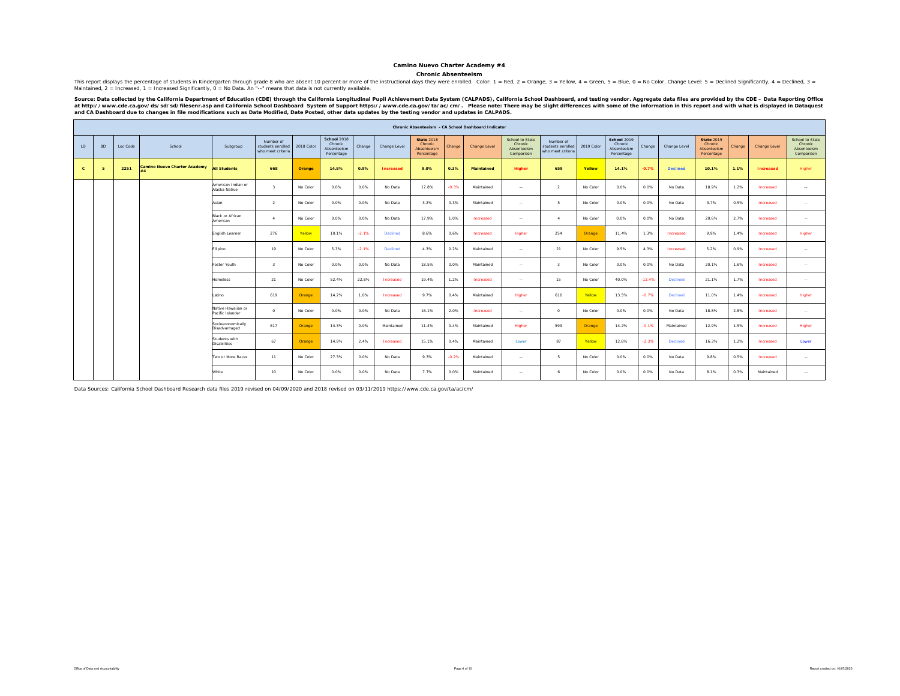## Camino Nuevo Charter Academy #4

### Chronic Absenteeism

This report displays the percentage of students in Kindergarten through grade 8 who are absent 10 percent or more of the instructional days they were enrolled. Color: 1 = Red, 2 = Orange, 3 = Yellow, 4 = Green, 5 = Blue, 0 = No Color. Change Level: 5 = Declined Significantly, 4 = Declined, 3 = Maintained, 2 = Increased, 1 = Increased Significantly, 0 = No Data. An "--" means that data is not currently available.

**Source: Data collected by the California Department of Education (CDE) through the California Longitudinal Pupil Achievement Data System (CALPADS), California School Dashboard, and testing vendor. Aggregate data files are provided by the CDE – Data Reporting Office at http://www.cde.ca.gov/ds/sd/sd/filesenr.asp and California School Dashboard System of Support https://www.cde.ca.gov/ta/ac/cm/. Please note: There may be slight differences with some of the information in this report and with what is displayed in Dataquest and CA Dashboard due to changes in file modifications such as Date Modified, Date Posted, other data updates by the testing vendor and updates in CALPADS.**

| Chronic Absenteeism - CA School Dashboard Indicator | | | | | | | | | | | | | | | | | | | | | | | |
|---|---|---|---|---|---|---|---|---|---|---|---|---|---|---|---|---|---|---|---|---|---|---|---|
| LD | BD | Loc Code | School | Subgroup | Number of students enrolled who meet criteria | 2018 Color | School 2018 Chronic Absenteeism Percentage | Change | Change Level | State 2018 Chronic Absenteeism Percentage | Change | Change Level | School to State Chronic Absenteeism Comparison | Number of students enrolled who meet criteria | 2019 Color | School 2019 Chronic Absenteeism Percentage | Change | Change Level | State 2019 Chronic Absenteeism Percentage | Change | Change Level | School to State Chronic Absenteeism Comparison |
| **C** | **5** | **2251** | **Camino Nuevo Charter Academy #4** | **All Students** | **668** | **Orange** | **14.8%** | **0.9%** | **Increased** | **9.0%** | **0.3%** | **Maintained** | **Higher** | **659** | **Yellow** | **14.1%** | **-0.7%** | **Declined** | **10.1%** | **1.1%** | **Increased** | **Higher** |
| | | | | American Indian or Alaska Native | 3 | No Color | 0.0% | 0.0% | No Data | 17.8% | -0.3% | Maintained | -- | 2 | No Color | 0.0% | 0.0% | No Data | 18.9% | 1.2% | Increased | -- |
| | | | | Asian | 2 | No Color | 0.0% | 0.0% | No Data | 3.2% | 0.3% | Maintained | -- | 5 | No Color | 0.0% | 0.0% | No Data | 3.7% | 0.5% | Increased | -- |
| | | | | Black or African American | 4 | No Color | 0.0% | 0.0% | No Data | 17.9% | 1.0% | Increased | -- | 4 | No Color | 0.0% | 0.0% | No Data | 20.6% | 2.7% | Increased | -- |
| | | | | English Learner | 276 | Yellow | 10.1% | -2.1% | Declined | 8.6% | 0.6% | Increased | Higher | 254 | Orange | 11.4% | 1.3% | Increased | 9.9% | 1.4% | Increased | Higher |
| | | | | Filipino | 19 | No Color | 5.3% | -2.1% | Declined | 4.3% | 0.2% | Maintained | -- | 21 | No Color | 9.5% | 4.3% | Increased | 5.2% | 0.9% | Increased | -- |
| | | | | Foster Youth | 3 | No Color | 0.0% | 0.0% | No Data | 18.5% | 0.0% | Maintained | -- | 3 | No Color | 0.0% | 0.0% | No Data | 20.1% | 1.6% | Increased | -- |
| | | | | Homeless | 21 | No Color | 52.4% | 22.8% | Increased | 19.4% | 1.2% | Increased | -- | 15 | No Color | 40.0% | -12.4% | Declined | 21.1% | 1.7% | Increased | -- |
| | | | | Latino | 619 | Orange | 14.2% | 1.0% | Increased | 9.7% | 0.4% | Maintained | Higher | 616 | Yellow | 13.5% | -0.7% | Declined | 11.0% | 1.4% | Increased | Higher |
| | | | | Native Hawaiian or Pacific Islander | 0 | No Color | 0.0% | 0.0% | No Data | 16.1% | 2.0% | Increased | -- | 0 | No Color | 0.0% | 0.0% | No Data | 18.8% | 2.8% | Increased | -- |
| | | | | Socioeconomically Disadvantaged | 617 | Orange | 14.3% | 0.0% | Maintained | 11.4% | 0.4% | Maintained | Higher | 599 | Orange | 14.2% | -0.1% | Maintained | 12.9% | 1.5% | Increased | Higher |
| | | | | Students with Disabilities | 67 | Orange | 14.9% | 2.4% | Increased | 15.1% | 0.4% | Maintained | Lower | 87 | Yellow | 12.6% | -2.3% | Declined | 16.3% | 1.2% | Increased | Lower |
| | | | | Two or More Races | 11 | No Color | 27.3% | 0.0% | No Data | 9.3% | -0.2% | Maintained | -- | 5 | No Color | 0.0% | 0.0% | No Data | 9.8% | 0.5% | Increased | -- |
| | | | | White | 10 | No Color | 0.0% | 0.0% | No Data | 7.7% | 0.0% | Maintained | -- | 6 | No Color | 0.0% | 0.0% | No Data | 8.1% | 0.3% | Maintained | -- |

Data Sources: California School Dashboard Research data files 2019 revised on 04/09/2020 and 2018 revised on 03/11/2019 https://www.cde.ca.gov/ta/ac/cm/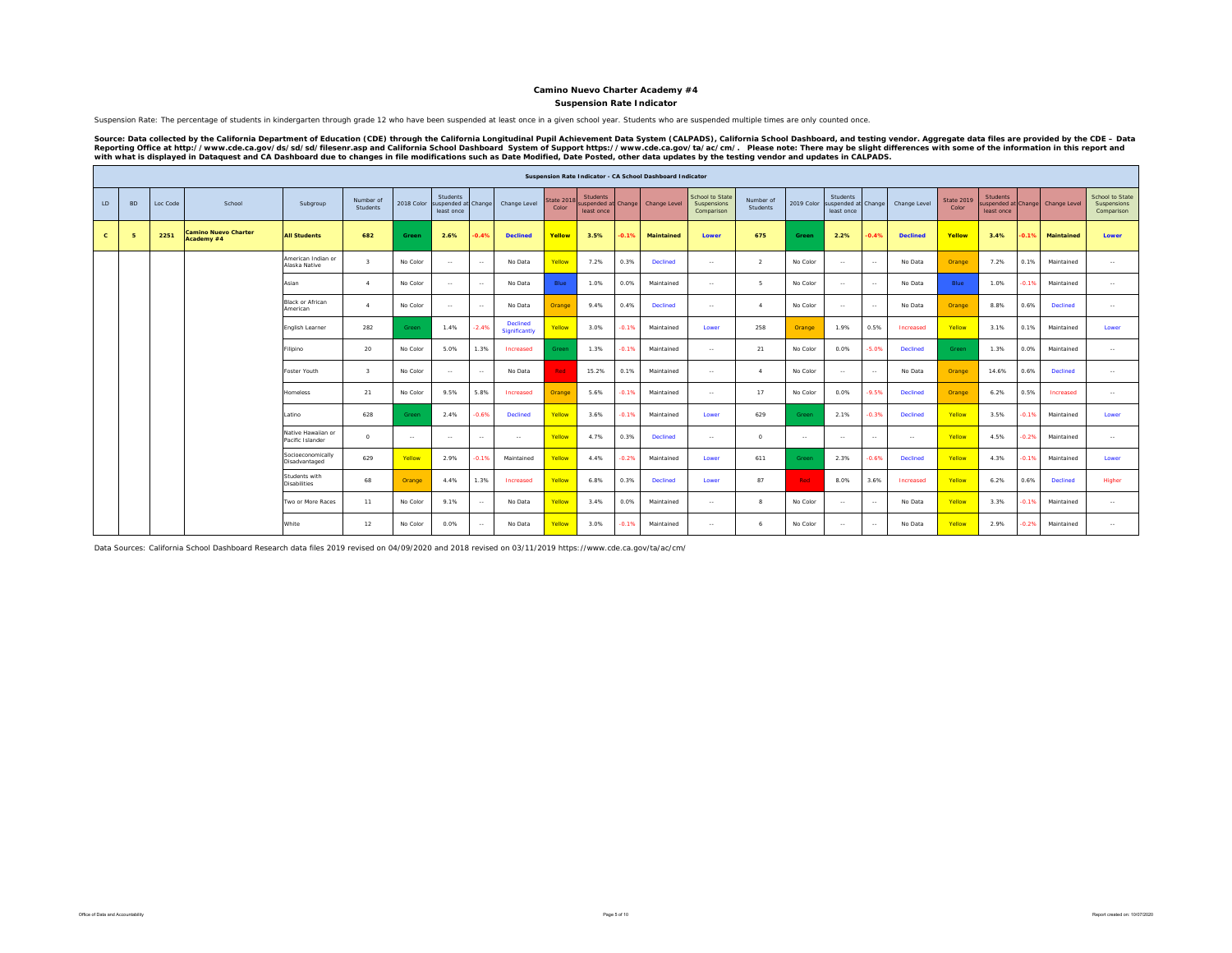## Camino Nuevo Charter Academy #4

### Suspension Rate Indicator

Suspension Rate: The percentage of students in kindergarten through grade 12 who have been suspended at least once in a given school year. Students who are suspended multiple times are only counted once.

**Source: Data collected by the California Department of Education (CDE) through the California Longitudinal Pupil Achievement Data System (CALPADS), California School Dashboard, and testing vendor. Aggregate data files are provided by the CDE – Data Reporting Office at http://www.cde.ca.gov/ds/sd/sd/filesenr.asp and California School Dashboard System of Support https://www.cde.ca.gov/ta/ac/cm/. Please note: There may be slight differences with some of the information in this report and with what is displayed in Dataquest and CA Dashboard due to changes in file modifications such as Date Modified, Date Posted, other data updates by the testing vendor and updates in CALPADS.**

| Suspension Rate Indicator - CA School Dashboard Indicator | | | | | | | | | | | | | | | | | | | | | | | | | |
|---|---|---|---|---|---|---|---|---|---|---|---|---|---|---|---|---|---|---|---|---|---|---|---|---|---|
| LD | BD | Loc Code | School | Subgroup | Number of Students | 2018 Color | Students suspended at least once | Change | Change Level | State 2018 Color | Students suspended at least once | Change | Change Level | School to State Suspensions Comparison | Number of Students | 2019 Color | Students suspended at least once | Change | Change Level | State 2019 Color | Students suspended at least once | Change | Change Level | School to State Suspensions Comparison |
| **C** | **5** | **2251** | **Camino Nuevo Charter Academy #4** | **All Students** | **682** | **Green** | **2.6%** | **-0.4%** | **Declined** | **Yellow** | **3.5%** | **-0.1%** | **Maintained** | **Lower** | **675** | **Green** | **2.2%** | **-0.4%** | **Declined** | **Yellow** | **3.4%** | **-0.1%** | **Maintained** | **Lower** |
| | | | | American Indian or Alaska Native | 3 | No Color | -- | -- | No Data | Yellow | 7.2% | 0.3% | Declined | -- | 2 | No Color | -- | -- | No Data | Orange | 7.2% | 0.1% | Maintained | -- |
| | | | | Asian | 4 | No Color | -- | -- | No Data | Blue | 1.0% | 0.0% | Maintained | -- | 5 | No Color | -- | -- | No Data | Blue | 1.0% | -0.1% | Maintained | -- |
| | | | | Black or African American | 4 | No Color | -- | -- | No Data | Orange | 9.4% | 0.4% | Declined | -- | 4 | No Color | -- | -- | No Data | Orange | 8.8% | 0.6% | Declined | -- |
| | | | | English Learner | 282 | Green | 1.4% | -2.4% | Declined Significantly | Yellow | 3.0% | -0.1% | Maintained | Lower | 258 | Orange | 1.9% | 0.5% | Increased | Yellow | 3.1% | 0.1% | Maintained | Lower |
| | | | | Filipino | 20 | No Color | 5.0% | 1.3% | Increased | Green | 1.3% | -0.1% | Maintained | -- | 21 | No Color | 0.0% | -5.0% | Declined | Green | 1.3% | 0.0% | Maintained | -- |
| | | | | Foster Youth | 3 | No Color | -- | -- | No Data | Red | 15.2% | 0.1% | Maintained | -- | 4 | No Color | -- | -- | No Data | Orange | 14.6% | 0.6% | Declined | -- |
| | | | | Homeless | 21 | No Color | 9.5% | 5.8% | Increased | Orange | 5.6% | -0.1% | Maintained | -- | 17 | No Color | 0.0% | -9.5% | Declined | Orange | 6.2% | 0.5% | Increased | -- |
| | | | | Latino | 628 | Green | 2.4% | -0.6% | Declined | Yellow | 3.6% | -0.1% | Maintained | Lower | 629 | Green | 2.1% | -0.3% | Declined | Yellow | 3.5% | -0.1% | Maintained | Lower |
| | | | | Native Hawaiian or Pacific Islander | 0 | -- | -- | -- | -- | Yellow | 4.7% | 0.3% | Declined | -- | 0 | -- | -- | -- | -- | Yellow | 4.5% | -0.2% | Maintained | -- |
| | | | | Socioeconomically Disadvantaged | 629 | Yellow | 2.9% | -0.1% | Maintained | Yellow | 4.4% | -0.2% | Maintained | Lower | 611 | Green | 2.3% | -0.6% | Declined | Yellow | 4.3% | -0.1% | Maintained | Lower |
| | | | | Students with Disabilities | 68 | Orange | 4.4% | 1.3% | Increased | Yellow | 6.8% | 0.3% | Declined | Lower | 87 | Red | 8.0% | 3.6% | Increased | Yellow | 6.2% | 0.6% | Declined | Higher |
| | | | | Two or More Races | 11 | No Color | 9.1% | -- | No Data | Yellow | 3.4% | 0.0% | Maintained | -- | 8 | No Color | -- | -- | No Data | Yellow | 3.3% | -0.1% | Maintained | -- |
| | | | | White | 12 | No Color | 0.0% | -- | No Data | Yellow | 3.0% | -0.1% | Maintained | -- | 6 | No Color | -- | -- | No Data | Yellow | 2.9% | -0.2% | Maintained | -- |

Data Sources: California School Dashboard Research data files 2019 revised on 04/09/2020 and 2018 revised on 03/11/2019 https://www.cde.ca.gov/ta/ac/cm/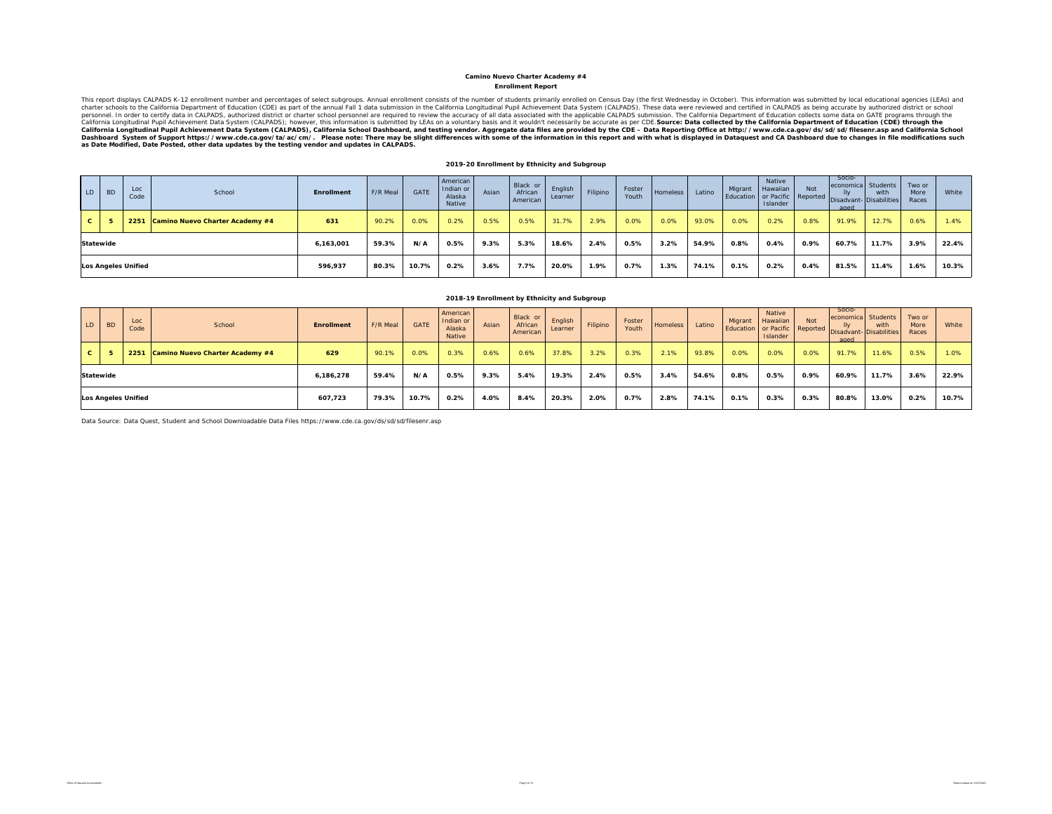**Camino Nuevo Charter Academy #4**

**Enrollment Report**

This report displays CALPADS K-12 enrollment number and percentages of select subgroups. Annual enrollment consists of the number of students primarily enrolled on Census Day (the first Wednesday in October). This information was submitted by local educational agencies (LEAs) and charter schools to the California Department of Education (CDE) as part of the annual Fall 1 data submission in the California Longitudinal Pupil Achievement Data System (CALPADS). These data were reviewed and certified in CALPADS as being accurate by authorized district or school personnel. In order to certify data in CALPADS, authorized district or charter school personnel are required to review the accuracy of all data associated with the applicable CALPADS submission. The California Department of Education collects some data on GATE programs through the California Longitudinal Pupil Achievement Data System (CALPADS); however, this information is submitted by LEAs on a voluntary basis and it wouldn't necessarily be accurate as per CDE. **Source: Data collected by the California Department of Education (CDE) through the California Longitudinal Pupil Achievement Data System (CALPADS), California School Dashboard, and testing vendor. Aggregate data files are provided by the CDE – Data Reporting Office at http://www.cde.ca.gov/ds/sd/sd/filesenr.asp and California School Dashboard System of Support https://www.cde.ca.gov/ta/ac/cm/. Please note: There may be slight differences with some of the information in this report and with what is displayed in Dataquest and CA Dashboard due to changes in file modifications such as Date Modified, Date Posted, other data updates by the testing vendor and updates in CALPADS.**

**2019-20 Enrollment by Ethnicity and Subgroup**

| LD | BD | Loc Code | School | Enrollment | F/R Meal | GATE | American Indian or Alaska Native | Asian | Black or African American | English Learner | Filipino | Foster Youth | Homeless | Latino | Migrant Education | Native Hawaiian or Pacific Islander | Not Reported | Socio-economically Disadvant-aged | Students with Disabilities | Two or More Races | White |
|---|---|---|---|---|---|---|---|---|---|---|---|---|---|---|---|---|---|---|---|---|---|
| C | 5 | 2251 | Camino Nuevo Charter Academy #4 | 631 | 90.2% | 0.0% | 0.2% | 0.5% | 0.5% | 31.7% | 2.9% | 0.0% | 0.0% | 93.0% | 0.0% | 0.2% | 0.8% | 91.9% | 12.7% | 0.6% | 1.4% |
| **Statewide** | | | | **6,163,001** | **59.3%** | **N/A** | **0.5%** | **9.3%** | **5.3%** | **18.6%** | **2.4%** | **0.5%** | **3.2%** | **54.9%** | **0.8%** | **0.4%** | **0.9%** | **60.7%** | **11.7%** | **3.9%** | **22.4%** |
| **Los Angeles Unified** | | | | **596,937** | **80.3%** | **10.7%** | **0.2%** | **3.6%** | **7.7%** | **20.0%** | **1.9%** | **0.7%** | **1.3%** | **74.1%** | **0.1%** | **0.2%** | **0.4%** | **81.5%** | **11.4%** | **1.6%** | **10.3%** |

**2018-19 Enrollment by Ethnicity and Subgroup**

| LD | BD | Loc Code | School | Enrollment | F/R Meal | GATE | American Indian or Alaska Native | Asian | Black or African American | English Learner | Filipino | Foster Youth | Homeless | Latino | Migrant Education | Native Hawaiian or Pacific Islander | Not Reported | Socio-economically Disadvant-aged | Students with Disabilities | Two or More Races | White |
|---|---|---|---|---|---|---|---|---|---|---|---|---|---|---|---|---|---|---|---|---|---|
| C | 5 | 2251 | Camino Nuevo Charter Academy #4 | 629 | 90.1% | 0.0% | 0.3% | 0.6% | 0.6% | 37.8% | 3.2% | 0.3% | 2.1% | 93.8% | 0.0% | 0.0% | 0.0% | 91.7% | 11.6% | 0.5% | 1.0% |
| **Statewide** | | | | **6,186,278** | **59.4%** | **N/A** | **0.5%** | **9.3%** | **5.4%** | **19.3%** | **2.4%** | **0.5%** | **3.4%** | **54.6%** | **0.8%** | **0.5%** | **0.9%** | **60.9%** | **11.7%** | **3.6%** | **22.9%** |
| **Los Angeles Unified** | | | | **607,723** | **79.3%** | **10.7%** | **0.2%** | **4.0%** | **8.4%** | **20.3%** | **2.0%** | **0.7%** | **2.8%** | **74.1%** | **0.1%** | **0.3%** | **0.3%** | **80.8%** | **13.0%** | **0.2%** | **10.7%** |

Data Source: Data Quest, Student and School Downloadable Data Files https://www.cde.ca.gov/ds/sd/sd/filesenr.asp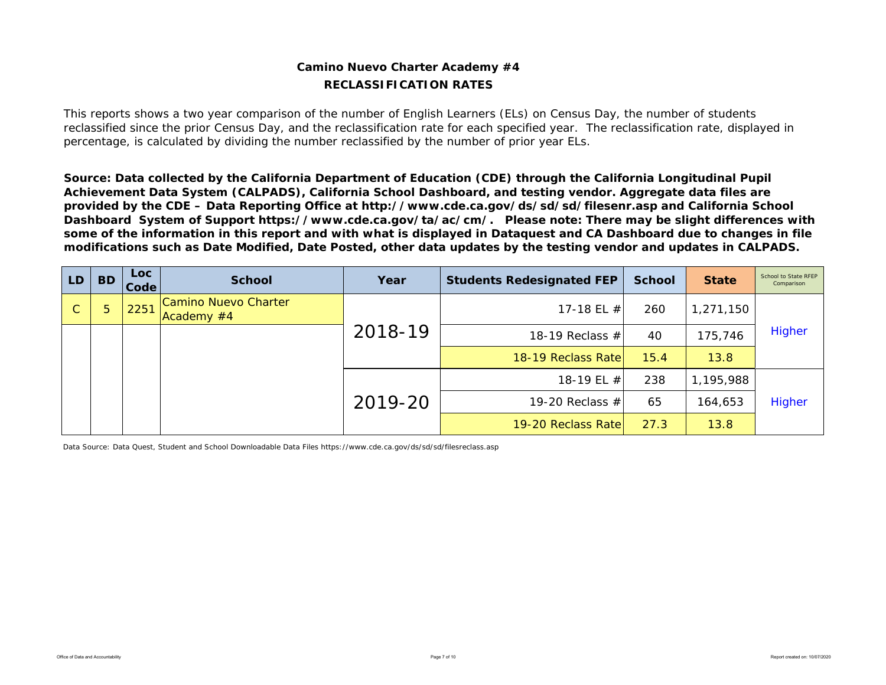# Camino Nuevo Charter Academy #4

## RECLASSIFICATION RATES

This reports shows a two year comparison of the number of English Learners (ELs) on Census Day, the number of students reclassified since the prior Census Day, and the reclassification rate for each specified year. The reclassification rate, displayed in percentage, is calculated by dividing the number reclassified by the number of prior year ELs.

**Source: Data collected by the California Department of Education (CDE) through the California Longitudinal Pupil Achievement Data System (CALPADS), California School Dashboard, and testing vendor. Aggregate data files are provided by the CDE – Data Reporting Office at http://www.cde.ca.gov/ds/sd/sd/filesenr.asp and California School Dashboard System of Support https://www.cde.ca.gov/ta/ac/cm/. Please note: There may be slight differences with some of the information in this report and with what is displayed in Dataquest and CA Dashboard due to changes in file modifications such as Date Modified, Date Posted, other data updates by the testing vendor and updates in CALPADS.**

| LD | BD | Loc Code | School | Year | Students Redesignated FEP | School | State | School to State RFEP Comparison |
|---|---|---|---|---|---|---|---|---|
| C | 5 | 2251 | Camino Nuevo Charter Academy #4 | 2018-19 | 17-18 EL # | 260 | 1,271,150 | Higher |
| | | | | | 18-19 Reclass # | 40 | 175,746 | |
| | | | | | 18-19 Reclass Rate | 15.4 | 13.8 | |
| | | | | 2019-20 | 18-19 EL # | 238 | 1,195,988 | Higher |
| | | | | | 19-20 Reclass # | 65 | 164,653 | |
| | | | | | 19-20 Reclass Rate | 27.3 | 13.8 | |

Data Source: Data Quest, Student and School Downloadable Data Files https://www.cde.ca.gov/ds/sd/sd/filesreclass.asp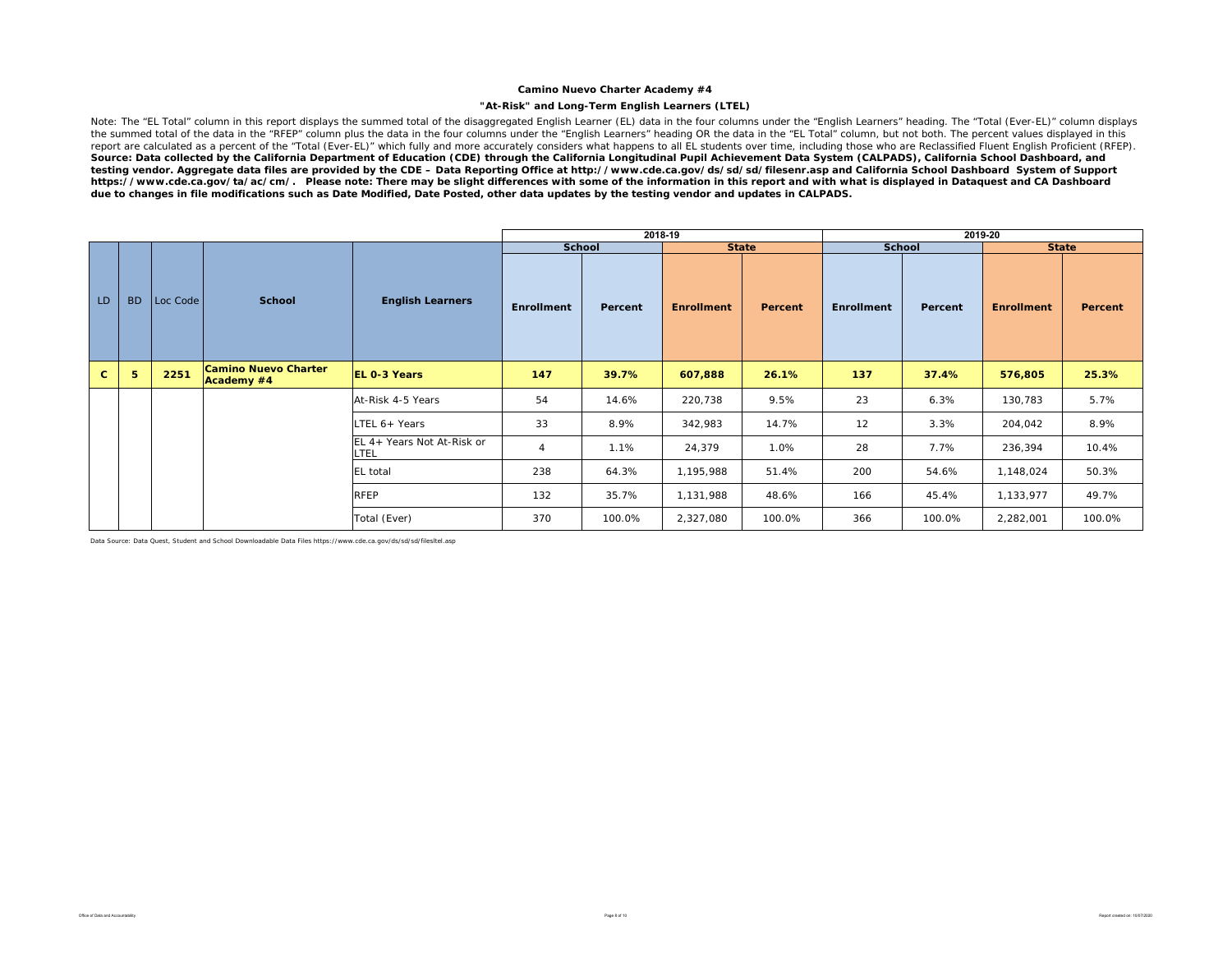**Camino Nuevo Charter Academy #4**

**"At-Risk" and Long-Term English Learners (LTEL)**

Note: The "EL Total" column in this report displays the summed total of the disaggregated English Learner (EL) data in the four columns under the "English Learners" heading. The "Total (Ever-EL)" column displays the summed total of the data in the "RFEP" column plus the data in the four columns under the "English Learners" heading OR the data in the "EL Total" column, but not both. The percent values displayed in this report are calculated as a percent of the "Total (Ever-EL)" which fully and more accurately considers what happens to all EL students over time, including those who are Reclassified Fluent English Proficient (RFEP). **Source: Data collected by the California Department of Education (CDE) through the California Longitudinal Pupil Achievement Data System (CALPADS), California School Dashboard, and testing vendor. Aggregate data files are provided by the CDE – Data Reporting Office at http://www.cde.ca.gov/ds/sd/sd/filesenr.asp and California School Dashboard System of Support https://www.cde.ca.gov/ta/ac/cm/. Please note: There may be slight differences with some of the information in this report and with what is displayed in Dataquest and CA Dashboard due to changes in file modifications such as Date Modified, Date Posted, other data updates by the testing vendor and updates in CALPADS.**

| | | | | | 2018-19 | | | | 2019-20 | | | |
|---|---|---|---|---|---|---|---|---|---|---|---|---|
| | | | | | School | | State | | School | | State | |
| LD | BD | Loc Code | School | English Learners | Enrollment | Percent | Enrollment | Percent | Enrollment | Percent | Enrollment | Percent |
| **C** | **5** | **2251** | **Camino Nuevo Charter Academy #4** | **EL 0-3 Years** | **147** | **39.7%** | **607,888** | **26.1%** | **137** | **37.4%** | **576,805** | **25.3%** |
| | | | | At-Risk 4-5 Years | 54 | 14.6% | 220,738 | 9.5% | 23 | 6.3% | 130,783 | 5.7% |
| | | | | LTEL 6+ Years | 33 | 8.9% | 342,983 | 14.7% | 12 | 3.3% | 204,042 | 8.9% |
| | | | | EL 4+ Years Not At-Risk or LTEL | 4 | 1.1% | 24,379 | 1.0% | 28 | 7.7% | 236,394 | 10.4% |
| | | | | EL total | 238 | 64.3% | 1,195,988 | 51.4% | 200 | 54.6% | 1,148,024 | 50.3% |
| | | | | RFEP | 132 | 35.7% | 1,131,988 | 48.6% | 166 | 45.4% | 1,133,977 | 49.7% |
| | | | | Total (Ever) | 370 | 100.0% | 2,327,080 | 100.0% | 366 | 100.0% | 2,282,001 | 100.0% |

Data Source: Data Quest, Student and School Downloadable Data Files https://www.cde.ca.gov/ds/sd/sd/filesltel.asp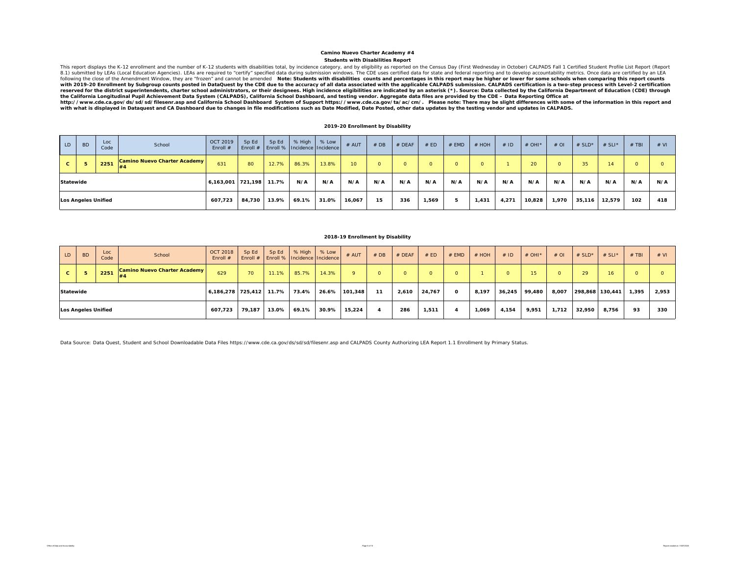**Camino Nuevo Charter Academy #4**

**Students with Disabilities Report**

This report displays the K-12 enrollment and the number of K-12 students with disabilities total, by incidence category, and by eligibility as reported on the Census Day (First Wednesday in October) CALPADS Fall 1 Certified Student Profile List Report (Report 8.1) submitted by LEAs (Local Education Agencies). LEAs are required to "certify" specified data during submission windows. The CDE uses certified data for state and federal reporting and to develop accountability metrics. Once data are certified by an LEA following the close of the Amendment Window, they are "frozen" and cannot be amended **Note: Students with disabilities counts and percentages in this report may be higher or lower for some schools when comparing this report counts with 2019-20 Enrollment by Subgroup counts posted in DataQuest by the CDE due to the accuracy of all data associated with the applicable CALPADS submission. CALPADS certification is a two-step process with Level-2 certification reserved for the district superintendents, charter school administrators, or their designees. High incidence eligibilities are indicated by an asterisk (*). Source: Data collected by the California Department of Education (CDE) through the California Longitudinal Pupil Achievement Data System (CALPADS), California School Dashboard, and testing vendor. Aggregate data files are provided by the CDE – Data Reporting Office at http://www.cde.ca.gov/ds/sd/sd/filesenr.asp and California School Dashboard System of Support https://www.cde.ca.gov/ta/ac/cm/. Please note: There may be slight differences with some of the information in this report and with what is displayed in Dataquest and CA Dashboard due to changes in file modifications such as Date Modified, Date Posted, other data updates by the testing vendor and updates in CALPADS.**

**2019-20 Enrollment by Disability**

| LD | BD | Loc Code | School | OCT 2019 Enroll # | Sp Ed Enroll # | Sp Ed Enroll % | % High Incidence | % Low Incidence | # AUT | # DB | # DEAF | # ED | # EMD | # HOH | # ID | # OHI* | # OI | # SLD* | # SLI* | # TBI | # VI |
|---|---|---|---|---|---|---|---|---|---|---|---|---|---|---|---|---|---|---|---|---|---|
| C | 5 | 2251 | Camino Nuevo Charter Academy #4 | 631 | 80 | 12.7% | 86.3% | 13.8% | 10 | 0 | 0 | 0 | 0 | 0 | 1 | 20 | 0 | 35 | 14 | 0 | 0 |
| Statewide | | | | 6,163,001 | 721,198 | 11.7% | N/A | N/A | N/A | N/A | N/A | N/A | N/A | N/A | N/A | N/A | N/A | N/A | N/A | N/A | N/A |
| Los Angeles Unified | | | | 607,723 | 84,730 | 13.9% | 69.1% | 31.0% | 16,067 | 15 | 336 | 1,569 | 5 | 1,431 | 4,271 | 10,828 | 1,970 | 35,116 | 12,579 | 102 | 418 |

**2018-19 Enrollment by Disability**

| LD | BD | Loc Code | School | OCT 2018 Enroll # | Sp Ed Enroll # | Sp Ed Enroll % | % High Incidence | % Low Incidence | # AUT | # DB | # DEAF | # ED | # EMD | # HOH | # ID | # OHI* | # OI | # SLD* | # SLI* | # TBI | # VI |
|---|---|---|---|---|---|---|---|---|---|---|---|---|---|---|---|---|---|---|---|---|---|
| C | 5 | 2251 | Camino Nuevo Charter Academy #4 | 629 | 70 | 11.1% | 85.7% | 14.3% | 9 | 0 | 0 | 0 | 0 | 1 | 0 | 15 | 0 | 29 | 16 | 0 | 0 |
| Statewide | | | | 6,186,278 | 725,412 | 11.7% | 73.4% | 26.6% | 101,348 | 11 | 2,610 | 24,767 | 0 | 8,197 | 36,245 | 99,480 | 8,007 | 298,868 | 130,441 | 1,395 | 2,953 |
| Los Angeles Unified | | | | 607,723 | 79,187 | 13.0% | 69.1% | 30.9% | 15,224 | 4 | 286 | 1,511 | 4 | 1,069 | 4,154 | 9,951 | 1,712 | 32,950 | 8,756 | 93 | 330 |

Data Source: Data Quest, Student and School Downloadable Data Files https://www.cde.ca.gov/ds/sd/sd/filesenr.asp and CALPADS County Authorizing LEA Report 1.1 Enrollment by Primary Status.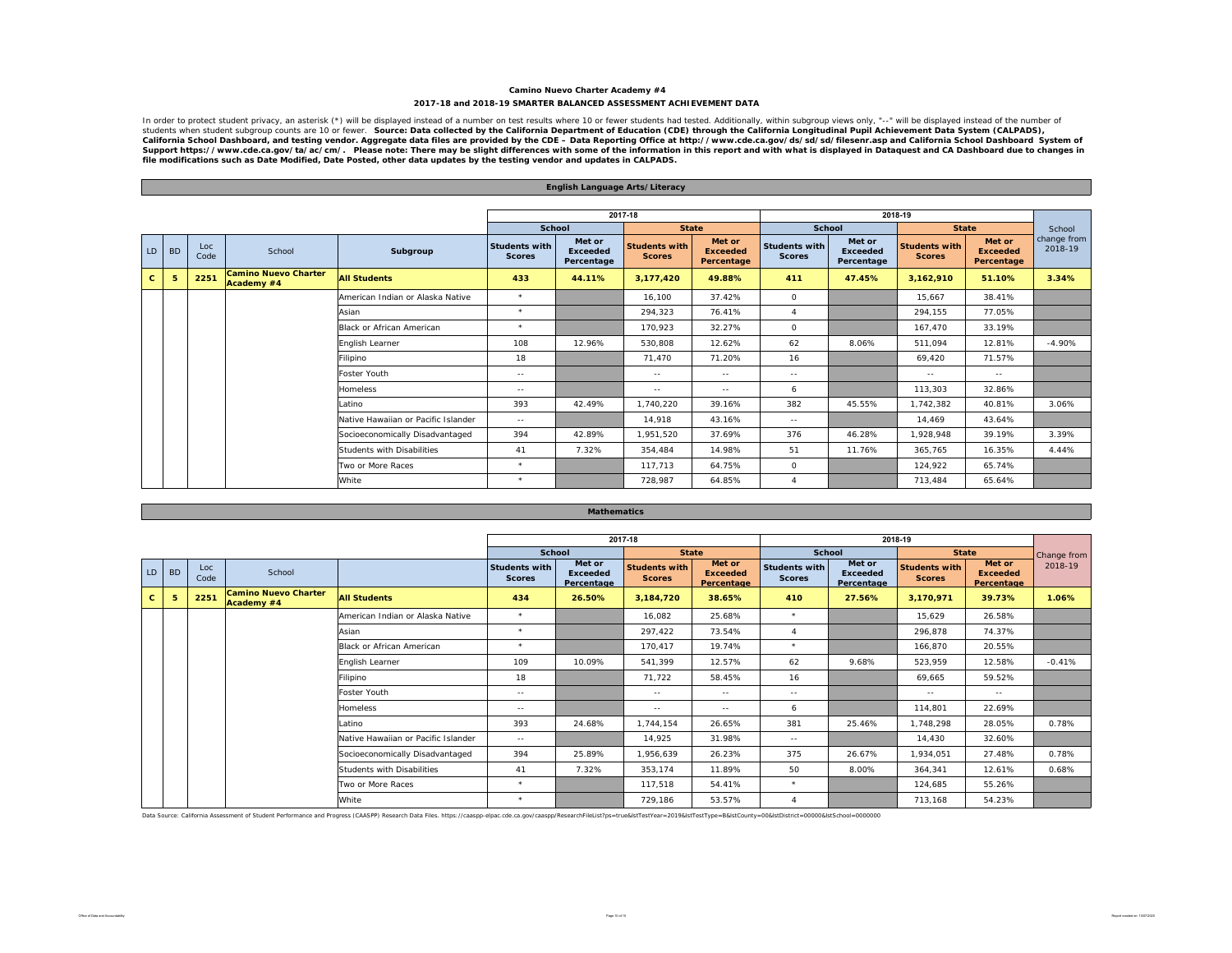**Camino Nuevo Charter Academy #4**

**2017-18 and 2018-19 SMARTER BALANCED ASSESSMENT ACHIEVEMENT DATA**

In order to protect student privacy, an asterisk (*) will be displayed instead of a number on test results where 10 or fewer students had tested. Additionally, within subgroup views only, "--" will be displayed instead of the number of students when student subgroup counts are 10 or fewer. **Source: Data collected by the California Department of Education (CDE) through the California Longitudinal Pupil Achievement Data System (CALPADS), California School Dashboard, and testing vendor. Aggregate data files are provided by the CDE – Data Reporting Office at http://www.cde.ca.gov/ds/sd/sd/filesenr.asp and California School Dashboard System of Support https://www.cde.ca.gov/ta/ac/cm/. Please note: There may be slight differences with some of the information in this report and with what is displayed in Dataquest and CA Dashboard due to changes in file modifications such as Date Modified, Date Posted, other data updates by the testing vendor and updates in CALPADS.**

**English Language Arts/Literacy**

| | | | | | 2017-18 | | | | 2018-19 | | | | |
|---|---|---|---|---|---|---|---|---|---|---|---|---|---|
| | | | | | School | | State | | School | | State | | School change from 2018-19 |
| LD | BD | Loc Code | School | Subgroup | Students with Scores | Met or Exceeded Percentage | Students with Scores | Met or Exceeded Percentage | Students with Scores | Met or Exceeded Percentage | Students with Scores | Met or Exceeded Percentage | |
| **C** | **5** | **2251** | **Camino Nuevo Charter Academy #4** | **All Students** | **433** | **44.11%** | **3,177,420** | **49.88%** | **411** | **47.45%** | **3,162,910** | **51.10%** | **3.34%** |
| | | | | American Indian or Alaska Native | * | | 16,100 | 37.42% | 0 | | 15,667 | 38.41% | |
| | | | | Asian | * | | 294,323 | 76.41% | 4 | | 294,155 | 77.05% | |
| | | | | Black or African American | * | | 170,923 | 32.27% | 0 | | 167,470 | 33.19% | |
| | | | | English Learner | 108 | 12.96% | 530,808 | 12.62% | 62 | 8.06% | 511,094 | 12.81% | -4.90% |
| | | | | Filipino | 18 | | 71,470 | 71.20% | 16 | | 69,420 | 71.57% | |
| | | | | Foster Youth | -- | | -- | -- | -- | | -- | -- | |
| | | | | Homeless | -- | | -- | -- | 6 | | 113,303 | 32.86% | |
| | | | | Latino | 393 | 42.49% | 1,740,220 | 39.16% | 382 | 45.55% | 1,742,382 | 40.81% | 3.06% |
| | | | | Native Hawaiian or Pacific Islander | -- | | 14,918 | 43.16% | -- | | 14,469 | 43.64% | |
| | | | | Socioeconomically Disadvantaged | 394 | 42.89% | 1,951,520 | 37.69% | 376 | 46.28% | 1,928,948 | 39.19% | 3.39% |
| | | | | Students with Disabilities | 41 | 7.32% | 354,484 | 14.98% | 51 | 11.76% | 365,765 | 16.35% | 4.44% |
| | | | | Two or More Races | * | | 117,713 | 64.75% | 0 | | 124,922 | 65.74% | |
| | | | | White | * | | 728,987 | 64.85% | 4 | | 713,484 | 65.64% | |

**Mathematics**

| | | | | | 2017-18 | | | | 2018-19 | | | | |
|---|---|---|---|---|---|---|---|---|---|---|---|---|---|
| | | | | | School | | State | | School | | State | | Change from 2018-19 |
| LD | BD | Loc Code | School | | Students with Scores | Met or Exceeded Percentage | Students with Scores | Met or Exceeded Percentage | Students with Scores | Met or Exceeded Percentage | Students with Scores | Met or Exceeded Percentage | |
| **C** | **5** | **2251** | **Camino Nuevo Charter Academy #4** | **All Students** | **434** | **26.50%** | **3,184,720** | **38.65%** | **410** | **27.56%** | **3,170,971** | **39.73%** | **1.06%** |
| | | | | American Indian or Alaska Native | * | | 16,082 | 25.68% | * | | 15,629 | 26.58% | |
| | | | | Asian | * | | 297,422 | 73.54% | 4 | | 296,878 | 74.37% | |
| | | | | Black or African American | * | | 170,417 | 19.74% | * | | 166,870 | 20.55% | |
| | | | | English Learner | 109 | 10.09% | 541,399 | 12.57% | 62 | 9.68% | 523,959 | 12.58% | -0.41% |
| | | | | Filipino | 18 | | 71,722 | 58.45% | 16 | | 69,665 | 59.52% | |
| | | | | Foster Youth | -- | | -- | -- | -- | | -- | -- | |
| | | | | Homeless | -- | | -- | -- | 6 | | 114,801 | 22.69% | |
| | | | | Latino | 393 | 24.68% | 1,744,154 | 26.65% | 381 | 25.46% | 1,748,298 | 28.05% | 0.78% |
| | | | | Native Hawaiian or Pacific Islander | -- | | 14,925 | 31.98% | -- | | 14,430 | 32.60% | |
| | | | | Socioeconomically Disadvantaged | 394 | 25.89% | 1,956,639 | 26.23% | 375 | 26.67% | 1,934,051 | 27.48% | 0.78% |
| | | | | Students with Disabilities | 41 | 7.32% | 353,174 | 11.89% | 50 | 8.00% | 364,341 | 12.61% | 0.68% |
| | | | | Two or More Races | * | | 117,518 | 54.41% | * | | 124,685 | 55.26% | |
| | | | | White | * | | 729,186 | 53.57% | 4 | | 713,168 | 54.23% | |

Data Source: California Assessment of Student Performance and Progress (CAASPP) Research Data Files. https://caaspp-elpac.cde.ca.gov/caaspp/ResearchFileList?ps=true&lstTestYear=2019&lstTestType=B&lstCounty=00&lstDistrict=00000&lstSchool=0000000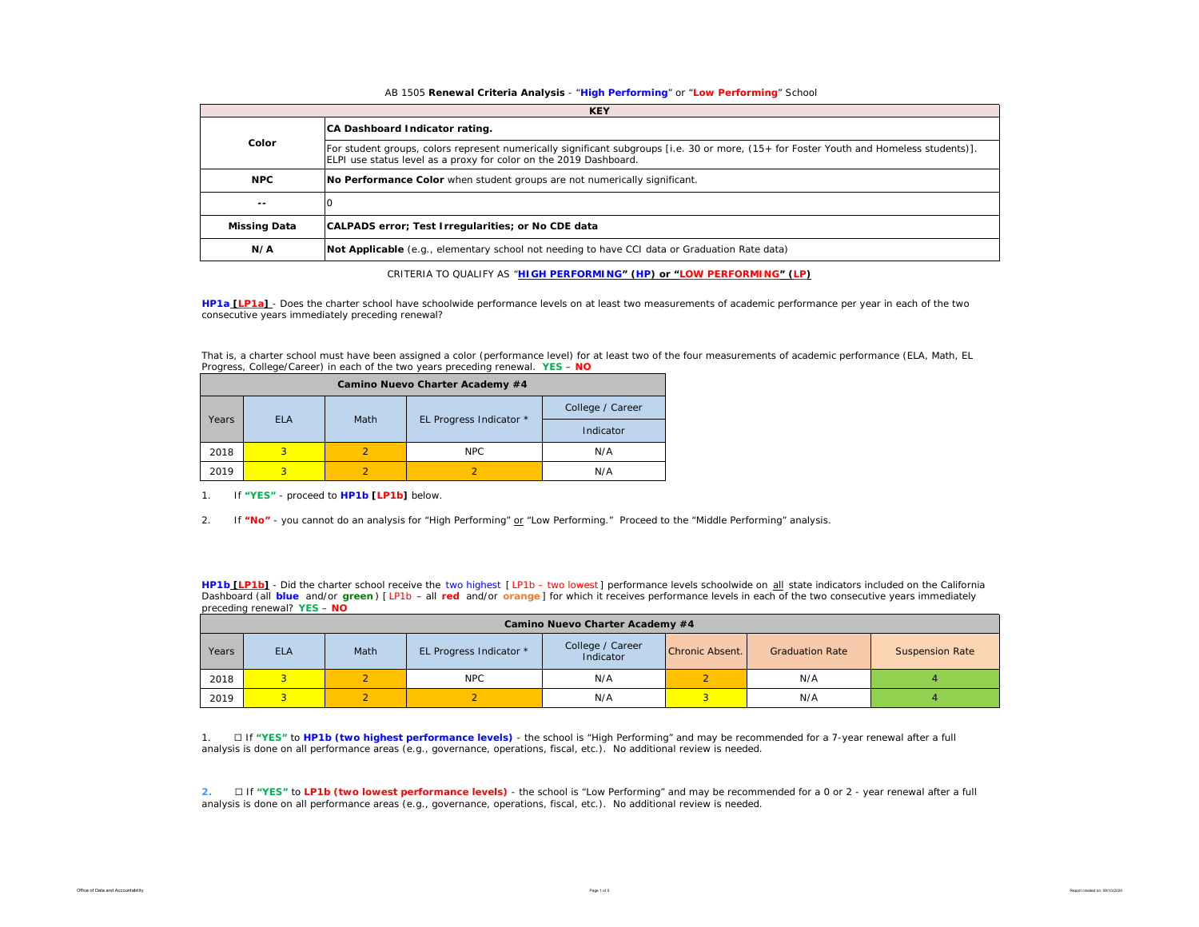AB 1505 **Renewal Criteria Analysis** - "**High Performing**" or "**Low Performing**" School

| KEY | |
|---|---|
| **Color** | **CA Dashboard Indicator rating.** |
| | For student groups, colors represent numerically significant subgroups [i.e. 30 or more, (15+ for Foster Youth and Homeless students)]. ELPI use status level as a proxy for color on the 2019 Dashboard. |
| **NPC** | **No Performance Color** when student groups are not numerically significant. |
| **--** | 0 |
| **Missing Data** | **CALPADS error; Test Irregularities; or No CDE data** |
| **N/A** | **Not Applicable** (e.g., elementary school not needing to have CCI data or Graduation Rate data) |

CRITERIA TO QUALIFY AS "**HIGH PERFORMING" (HP) or "LOW PERFORMING" (LP)**

**HP1a [LP1a]** - Does the charter school have schoolwide performance levels on at least two measurements of academic performance per year in each of the two consecutive years immediately preceding renewal?

That is, a charter school must have been assigned a color (performance level) for at least two of the four measurements of academic performance (ELA, Math, EL Progress, College/Career) in each of the two years preceding renewal. **YES** – **NO**

| Camino Nuevo Charter Academy #4 | | | | |
|---|---|---|---|---|
| Years | ELA | Math | EL Progress Indicator * | College / Career Indicator |
| 2018 | 3 | 2 | NPC | N/A |
| 2019 | 3 | 2 | 2 | N/A |

1. If **"YES"** - proceed to **HP1b [LP1b]** below.
2. If **"No"** - you cannot do an analysis for "High Performing" or "Low Performing." Proceed to the "Middle Performing" analysis.

**HP1b [LP1b]** - Did the charter school receive the two highest [ LP1b – two lowest ] performance levels schoolwide on all state indicators included on the California Dashboard (all **blue** and/or **green**) [ LP1b – all **red** and/or **orange** ] for which it receives performance levels in each of the two consecutive years immediately preceding renewal? **YES** – **NO**

| Camino Nuevo Charter Academy #4 | | | | | | | |
|---|---|---|---|---|---|---|---|
| Years | ELA | Math | EL Progress Indicator * | College / Career Indicator | Chronic Absent. | Graduation Rate | Suspension Rate |
| 2018 | 3 | 2 | NPC | N/A | 2 | N/A | 4 |
| 2019 | 3 | 2 | 2 | N/A | 3 | N/A | 4 |

1. ☐ If **"YES"** to **HP1b (two highest performance levels)** - the school is "High Performing" and may be recommended for a 7-year renewal after a full analysis is done on all performance areas (e.g., governance, operations, fiscal, etc.). No additional review is needed.

2. ☐ If **"YES"** to **LP1b (two lowest performance levels)** - the school is "Low Performing" and may be recommended for a 0 or 2 - year renewal after a full analysis is done on all performance areas (e.g., governance, operations, fiscal, etc.). No additional review is needed.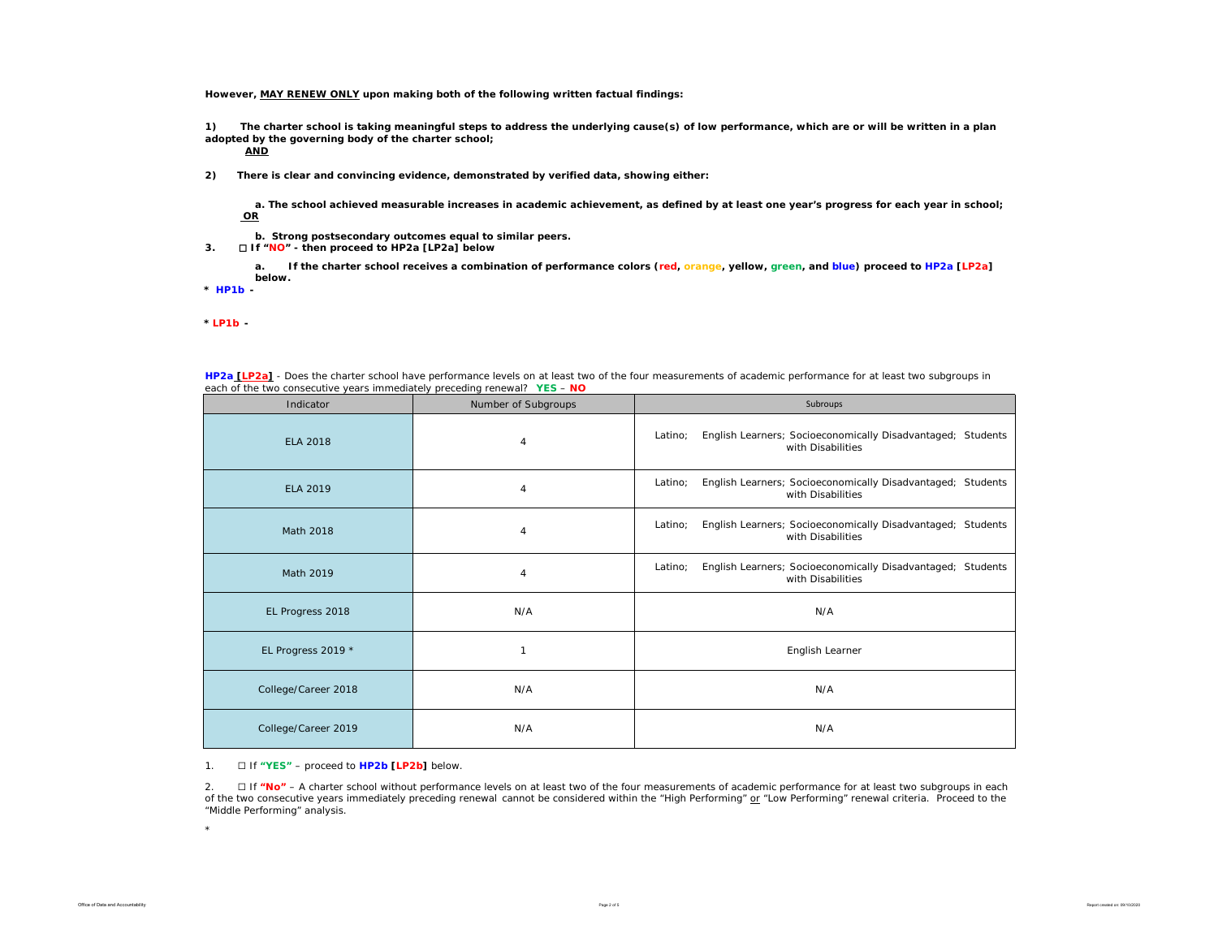**However, MAY RENEW ONLY upon making both of the following written factual findings:**

**1) The charter school is taking meaningful steps to address the underlying cause(s) of low performance, which are or will be written in a plan adopted by the governing body of the charter school;**

**AND**

**2) There is clear and convincing evidence, demonstrated by verified data, showing either:**

**a. The school achieved measurable increases in academic achievement, as defined by at least one year's progress for each year in school;**

**OR**

**b. Strong postsecondary outcomes equal to similar peers.**

**3. ☐ If "NO" - then proceed to HP2a [LP2a] below**

**a. If the charter school receives a combination of performance colors (red, orange, yellow, green, and blue) proceed to HP2a [LP2a] below.**

**\* HP1b -**

**\* LP1b -**

**HP2a [LP2a]** - Does the charter school have performance levels on at least two of the four measurements of academic performance for at least two subgroups in each of the two consecutive years immediately preceding renewal? **YES** – **NO**

| Indicator | Number of Subgroups | Subroups |
|---|---|---|
| ELA 2018 | 4 | Latino; English Learners; Socioeconomically Disadvantaged; Students with Disabilities |
| ELA 2019 | 4 | Latino; English Learners; Socioeconomically Disadvantaged; Students with Disabilities |
| Math 2018 | 4 | Latino; English Learners; Socioeconomically Disadvantaged; Students with Disabilities |
| Math 2019 | 4 | Latino; English Learners; Socioeconomically Disadvantaged; Students with Disabilities |
| EL Progress 2018 | N/A | N/A |
| EL Progress 2019 * | 1 | English Learner |
| College/Career 2018 | N/A | N/A |
| College/Career 2019 | N/A | N/A |

1. ☐ If **"YES"** – proceed to **HP2b [LP2b]** below.

2. ☐ If **"No"** – A charter school without performance levels on at least two of the four measurements of academic performance for at least two subgroups in each of the two consecutive years immediately preceding renewal cannot be considered within the "High Performing" or "Low Performing" renewal criteria. Proceed to the "Middle Performing" analysis.

\*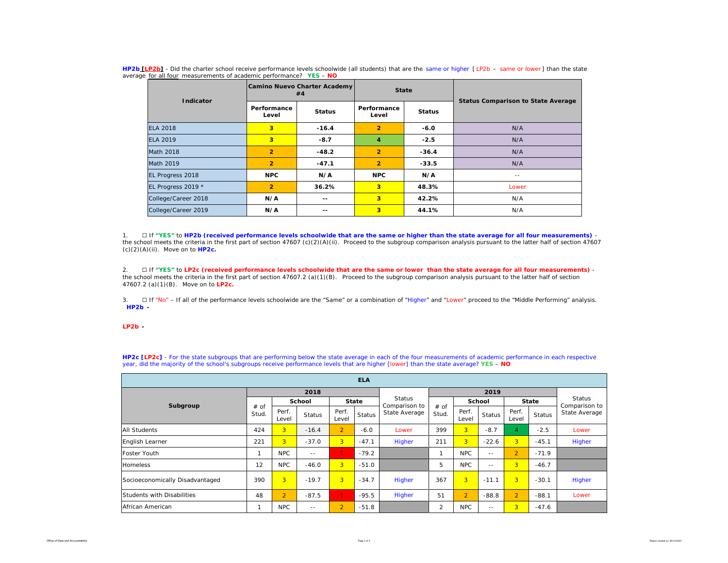**HP2b [LP2b]** - Did the charter school receive performance levels schoolwide (all students) that are the same or higher [ LP2b – same or lower ] than the state average for all four measurements of academic performance? **YES** – **NO**

| Indicator | Camino Nuevo Charter Academy #4 | | State | | Status Comparison to State Average |
|---|---|---|---|---|---|
| | Performance Level | Status | Performance Level | Status | |
| ELA 2018 | 3 | -16.4 | 2 | -6.0 | N/A |
| ELA 2019 | 3 | -8.7 | 4 | -2.5 | N/A |
| Math 2018 | 2 | -48.2 | 2 | -36.4 | N/A |
| Math 2019 | 2 | -47.1 | 2 | -33.5 | N/A |
| EL Progress 2018 | NPC | N/A | NPC | N/A | -- |
| EL Progress 2019 * | 2 | 36.2% | 3 | 48.3% | Lower |
| College/Career 2018 | N/A | -- | 3 | 42.2% | N/A |
| College/Career 2019 | N/A | -- | 3 | 44.1% | N/A |

1. ☐ If **"YES"** to **HP2b (received performance levels schoolwide that are the same or higher than the state average for all four measurements)** - the school meets the criteria in the first part of section 47607 (c)(2)(A)(ii). Proceed to the subgroup comparison analysis pursuant to the latter half of section 47607 (c)(2)(A)(ii). Move on to **HP2c.**

2. ☐ If **"YES"** to **LP2c (received performance levels schoolwide that are the same or lower than the state average for all four measurements)** - the school meets the criteria in the first part of section 47607.2 (a)(1)(B). Proceed to the subgroup comparison analysis pursuant to the latter half of section 47607.2 (a)(1)(B). Move on to **LP2c.**

3. ☐ If "No" – If all of the performance levels schoolwide are the "Same" or a combination of "Higher" and "Lower" proceed to the "Middle Performing" analysis.

**HP2b -**

**LP2b -**

**HP2c [LP2c]** - For the state subgroups that are performing below the state average in each of the four measurements of academic performance in each respective year, did the majority of the school's subgroups receive performance levels that are higher [lower] than the state average? **YES** – **NO**

| ELA | | | | | | | | | | | | |
|---|---|---|---|---|---|---|---|---|---|---|---|---|
| Subgroup | 2018 | | | | | Status Comparison to State Average | 2019 | | | | | Status Comparison to State Average |
| | # of Stud. | School | | State | | | # of Stud. | School | | State | | |
| | | Perf. Level | Status | Perf. Level | Status | | | Perf. Level | Status | Perf. Level | Status | |
| All Students | 424 | 3 | -16.4 | 2 | -6.0 | Lower | 399 | 3 | -8.7 | 4 | -2.5 | Lower |
| English Learner | 221 | 3 | -37.0 | 3 | -47.1 | Higher | 211 | 3 | -22.6 | 3 | -45.1 | Higher |
| Foster Youth | 1 | NPC | -- | 1 | -79.2 | | 1 | NPC | -- | 2 | -71.9 | |
| Homeless | 12 | NPC | -46.0 | 3 | -51.0 | | 5 | NPC | -- | 3 | -46.7 | |
| Socioeconomically Disadvantaged | 390 | 3 | -19.7 | 3 | -34.7 | Higher | 367 | 3 | -11.1 | 3 | -30.1 | Higher |
| Students with Disabilities | 48 | 2 | -87.5 | 1 | -95.5 | Higher | 51 | 2 | -88.8 | 2 | -88.1 | Lower |
| African American | 1 | NPC | -- | 2 | -51.8 | | 2 | NPC | -- | 3 | -47.6 | |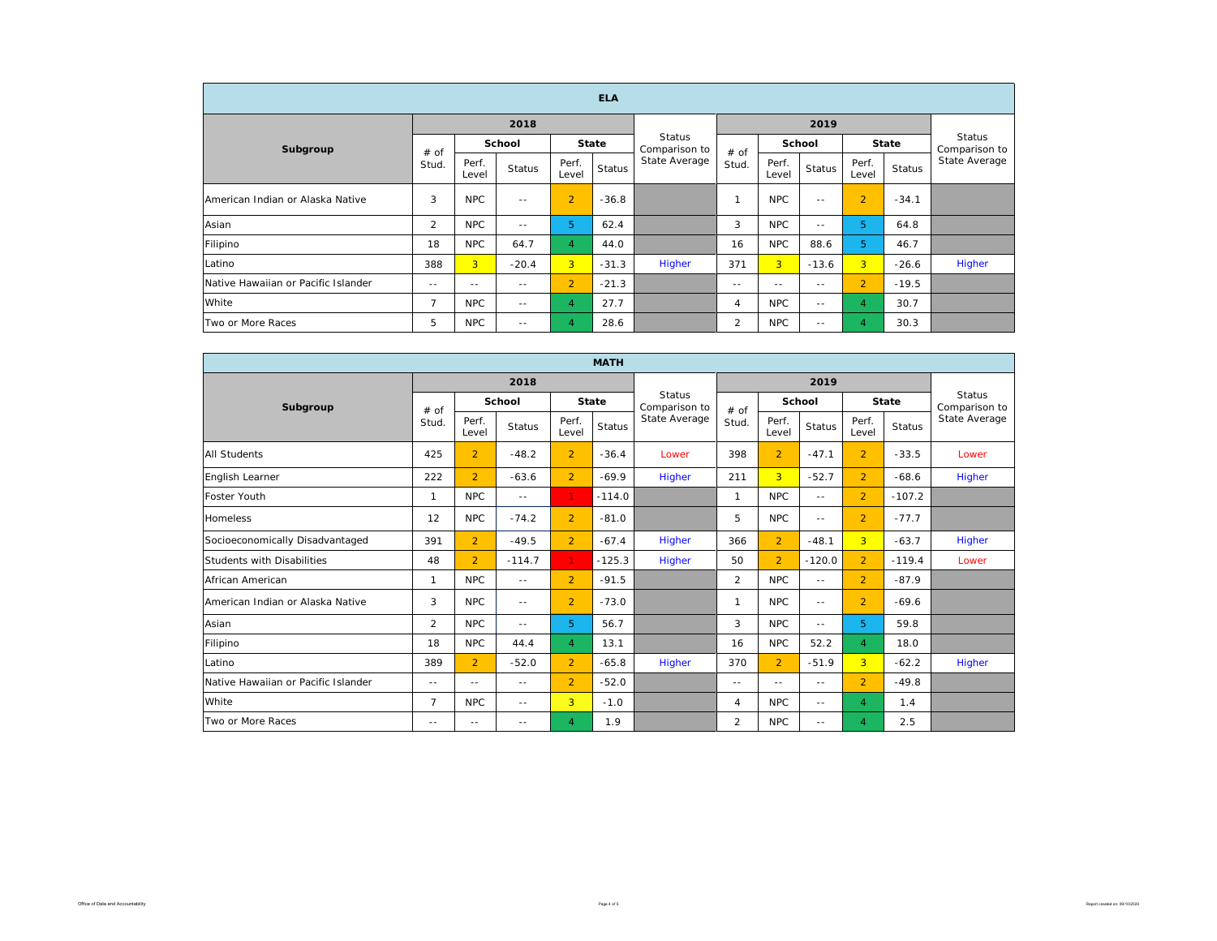| ELA | | | | | | | | | | | | |
|---|---|---|---|---|---|---|---|---|---|---|---|---|
| Subgroup | 2018 | | | | | Status Comparison to State Average | 2019 | | | | | Status Comparison to State Average |
| | # of Stud. | School | | State | | | # of Stud. | School | | State | | |
| | | Perf. Level | Status | Perf. Level | Status | | | Perf. Level | Status | Perf. Level | Status | |
| American Indian or Alaska Native | 3 | NPC | -- | 2 | -36.8 | | 1 | NPC | -- | 2 | -34.1 | |
| Asian | 2 | NPC | -- | 5 | 62.4 | | 3 | NPC | -- | 5 | 64.8 | |
| Filipino | 18 | NPC | 64.7 | 4 | 44.0 | | 16 | NPC | 88.6 | 5 | 46.7 | |
| Latino | 388 | 3 | -20.4 | 3 | -31.3 | Higher | 371 | 3 | -13.6 | 3 | -26.6 | Higher |
| Native Hawaiian or Pacific Islander | -- | -- | -- | 2 | -21.3 | | -- | -- | -- | 2 | -19.5 | |
| White | 7 | NPC | -- | 4 | 27.7 | | 4 | NPC | -- | 4 | 30.7 | |
| Two or More Races | 5 | NPC | -- | 4 | 28.6 | | 2 | NPC | -- | 4 | 30.3 | |

| MATH | | | | | | | | | | | | |
|---|---|---|---|---|---|---|---|---|---|---|---|---|
| Subgroup | 2018 | | | | | Status Comparison to State Average | 2019 | | | | | Status Comparison to State Average |
| | # of Stud. | School | | State | | | # of Stud. | School | | State | | |
| | | Perf. Level | Status | Perf. Level | Status | | | Perf. Level | Status | Perf. Level | Status | |
| All Students | 425 | 2 | -48.2 | 2 | -36.4 | Lower | 398 | 2 | -47.1 | 2 | -33.5 | Lower |
| English Learner | 222 | 2 | -63.6 | 2 | -69.9 | Higher | 211 | 3 | -52.7 | 2 | -68.6 | Higher |
| Foster Youth | 1 | NPC | -- | 1 | -114.0 | | 1 | NPC | -- | 2 | -107.2 | |
| Homeless | 12 | NPC | -74.2 | 2 | -81.0 | | 5 | NPC | -- | 2 | -77.7 | |
| Socioeconomically Disadvantaged | 391 | 2 | -49.5 | 2 | -67.4 | Higher | 366 | 2 | -48.1 | 3 | -63.7 | Higher |
| Students with Disabilities | 48 | 2 | -114.7 | 1 | -125.3 | Higher | 50 | 2 | -120.0 | 2 | -119.4 | Lower |
| African American | 1 | NPC | -- | 2 | -91.5 | | 2 | NPC | -- | 2 | -87.9 | |
| American Indian or Alaska Native | 3 | NPC | -- | 2 | -73.0 | | 1 | NPC | -- | 2 | -69.6 | |
| Asian | 2 | NPC | -- | 5 | 56.7 | | 3 | NPC | -- | 5 | 59.8 | |
| Filipino | 18 | NPC | 44.4 | 4 | 13.1 | | 16 | NPC | 52.2 | 4 | 18.0 | |
| Latino | 389 | 2 | -52.0 | 2 | -65.8 | Higher | 370 | 2 | -51.9 | 3 | -62.2 | Higher |
| Native Hawaiian or Pacific Islander | -- | -- | -- | 2 | -52.0 | | -- | -- | -- | 2 | -49.8 | |
| White | 7 | NPC | -- | 3 | -1.0 | | 4 | NPC | -- | 4 | 1.4 | |
| Two or More Races | -- | -- | -- | 4 | 1.9 | | 2 | NPC | -- | 4 | 2.5 | |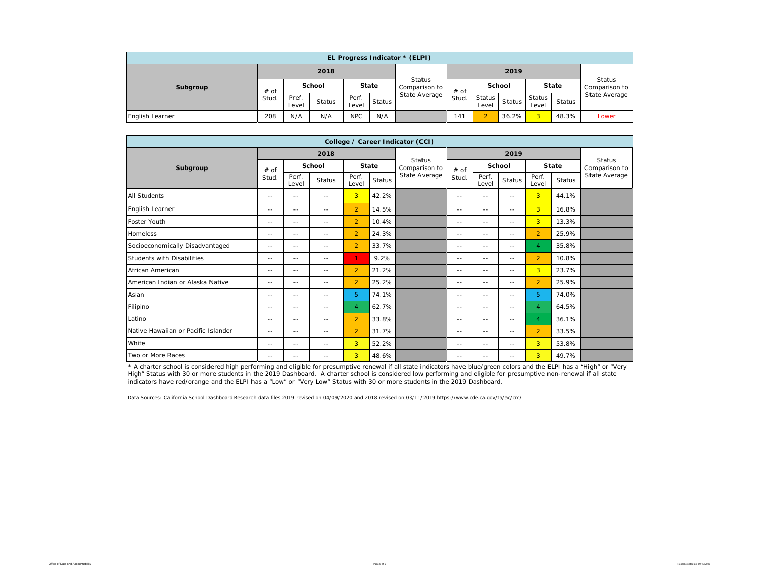| EL Progress Indicator * (ELPI) | | | | | | | | | | | | |
|---|---|---|---|---|---|---|---|---|---|---|---|---|
| Subgroup | 2018 | | | | | Status Comparison to State Average | 2019 | | | | | Status Comparison to State Average |
| | # of Stud. | School | | State | | | # of Stud. | School | | State | | |
| | | Pref. Level | Status | Perf. Level | Status | | | Status Level | Status | Status Level | Status | |
| English Learner | 208 | N/A | N/A | NPC | N/A | | 141 | 2 | 36.2% | 3 | 48.3% | Lower |

| College / Career Indicator (CCI) | | | | | | | | | | | | |
|---|---|---|---|---|---|---|---|---|---|---|---|---|
| Subgroup | 2018 | | | | | Status Comparison to State Average | 2019 | | | | | Status Comparison to State Average |
| | # of Stud. | School | | State | | | # of Stud. | School | | State | | |
| | | Perf. Level | Status | Perf. Level | Status | | | Perf. Level | Status | Perf. Level | Status | |
| All Students | -- | -- | -- | 3 | 42.2% | | -- | -- | -- | 3 | 44.1% | |
| English Learner | -- | -- | -- | 2 | 14.5% | | -- | -- | -- | 3 | 16.8% | |
| Foster Youth | -- | -- | -- | 2 | 10.4% | | -- | -- | -- | 3 | 13.3% | |
| Homeless | -- | -- | -- | 2 | 24.3% | | -- | -- | -- | 2 | 25.9% | |
| Socioeconomically Disadvantaged | -- | -- | -- | 2 | 33.7% | | -- | -- | -- | 4 | 35.8% | |
| Students with Disabilities | -- | -- | -- | 1 | 9.2% | | -- | -- | -- | 2 | 10.8% | |
| African American | -- | -- | -- | 2 | 21.2% | | -- | -- | -- | 3 | 23.7% | |
| American Indian or Alaska Native | -- | -- | -- | 2 | 25.2% | | -- | -- | -- | 2 | 25.9% | |
| Asian | -- | -- | -- | 5 | 74.1% | | -- | -- | -- | 5 | 74.0% | |
| Filipino | -- | -- | -- | 4 | 62.7% | | -- | -- | -- | 4 | 64.5% | |
| Latino | -- | -- | -- | 2 | 33.8% | | -- | -- | -- | 4 | 36.1% | |
| Native Hawaiian or Pacific Islander | -- | -- | -- | 2 | 31.7% | | -- | -- | -- | 2 | 33.5% | |
| White | -- | -- | -- | 3 | 52.2% | | -- | -- | -- | 3 | 53.8% | |
| Two or More Races | -- | -- | -- | 3 | 48.6% | | -- | -- | -- | 3 | 49.7% | |

* A charter school is considered high performing and eligible for presumptive renewal if all state indicators have blue/green colors and the ELPI has a "High" or "Very High" Status with 30 or more students in the 2019 Dashboard. A charter school is considered low performing and eligible for presumptive non-renewal if all state indicators have red/orange and the ELPI has a "Low" or "Very Low" Status with 30 or more students in the 2019 Dashboard.

Data Sources: California School Dashboard Research data files 2019 revised on 04/09/2020 and 2018 revised on 03/11/2019 https://www.cde.ca.gov/ta/ac/cm/